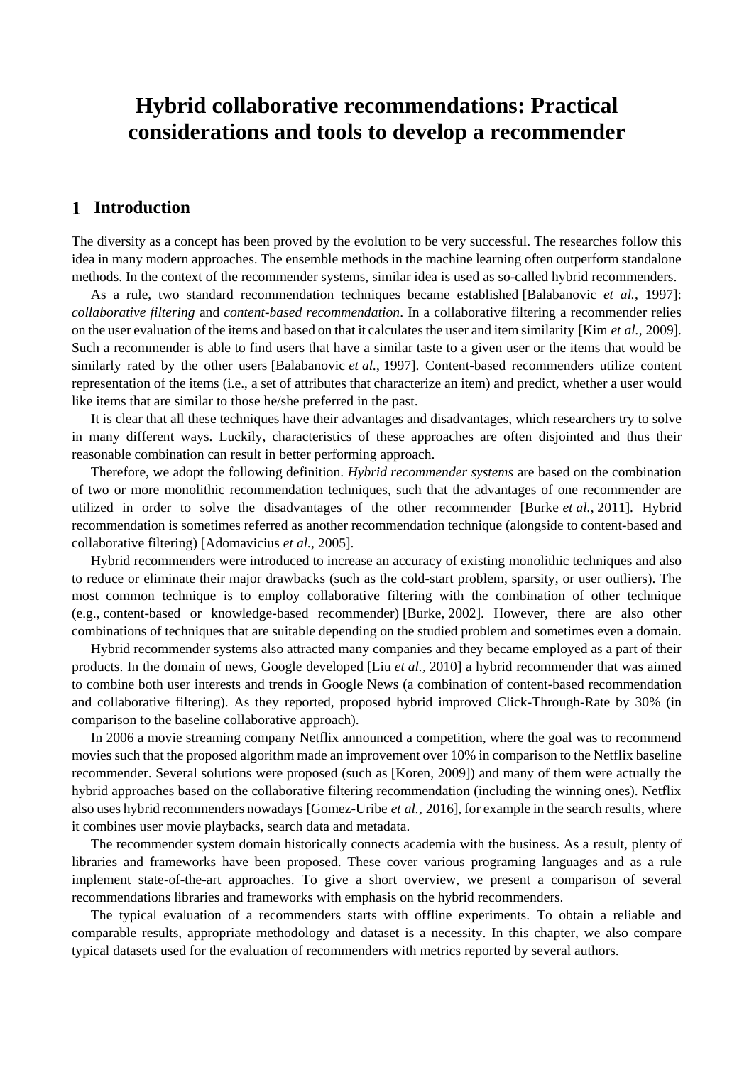# Hybrid collaborative recommendations: Practical considerations and tools to develop a recommender

## 1 Introduction

The diversity as a concept has been proved by the evolution to be very successful. The researches follow this idea in many modern approaches. The ensemble methods in the machine learning often outperform standalone methods. In the context of the recommender systems, similar idea is used as so-called hybrid recommenders.

As a rule, two standard recommendation techniques became established [Balabanovic *et al.*, 1997]: *collaborative filtering* and *content-based recommendation*. In a collaborative filtering a recommender relies on the user evaluation of the items and based on that it calculates the user and item similarity [Kim *et al.*, 2009]. Such a recommender is able to find users that have a similar taste to a given user or the items that would be similarly rated by the other users [Balabanovic *et al.*, 1997]. Content-based recommenders utilize content representation of the items (i.e., a set of attributes that characterize an item) and predict, whether a user would like items that are similar to those he/she preferred in the past.

It is clear that all these techniques have their advantages and disadvantages, which researchers try to solve in many different ways. Luckily, characteristics of these approaches are often disjointed and thus their reasonable combination can result in better performing approach.

Therefore, we adopt the following definition. *Hybrid recommender systems* are based on the combination of two or more monolithic recommendation techniques, such that the advantages of one recommender are utilized in order to solve the disadvantages of the other recommender [Burke *et al.*, 2011]. Hybrid recommendation is sometimes referred as another recommendation technique (alongside to content-based and collaborative filtering) [Adomavicius *et al.*, 2005].

Hybrid recommenders were introduced to increase an accuracy of existing monolithic techniques and also to reduce or eliminate their major drawbacks (such as the cold-start problem, sparsity, or user outliers). The most common technique is to employ collaborative filtering with the combination of other technique (e.g., content-based or knowledge-based recommender) [Burke, 2002]. However, there are also other combinations of techniques that are suitable depending on the studied problem and sometimes even a domain.

Hybrid recommender systems also attracted many companies and they became employed as a part of their products. In the domain of news, Google developed [Liu *et al.,* 2010] a hybrid recommender that was aimed to combine both user interests and trends in Google News (a combination of content-based recommendation and collaborative filtering). As they reported, proposed hybrid improved Click-Through-Rate by 30% (in comparison to the baseline collaborative approach).

In 2006 a movie streaming company Netflix announced a competition, where the goal was to recommend movies such that the proposed algorithm made an improvement over 10% in comparison to the Netflix baseline recommender. Several solutions were proposed (such as [Koren, 2009]) and many of them were actually the hybrid approaches based on the collaborative filtering recommendation (including the winning ones). Netflix also uses hybrid recommenders nowadays [Gomez-Uribe *et al.*, 2016], for example in the search results, where it combines user movie playbacks, search data and metadata.

The recommender system domain historically connects academia with the business. As a result, plenty of libraries and frameworks have been proposed. These cover various programing languages and as a rule implement state-of-the-art approaches. To give a short overview, we present a comparison of several recommendations libraries and frameworks with emphasis on the hybrid recommenders.

The typical evaluation of a recommenders starts with offline experiments. To obtain a reliable and comparable results, appropriate methodology and dataset is a necessity. In this chapter, we also compare typical datasets used for the evaluation of recommenders with metrics reported by several authors.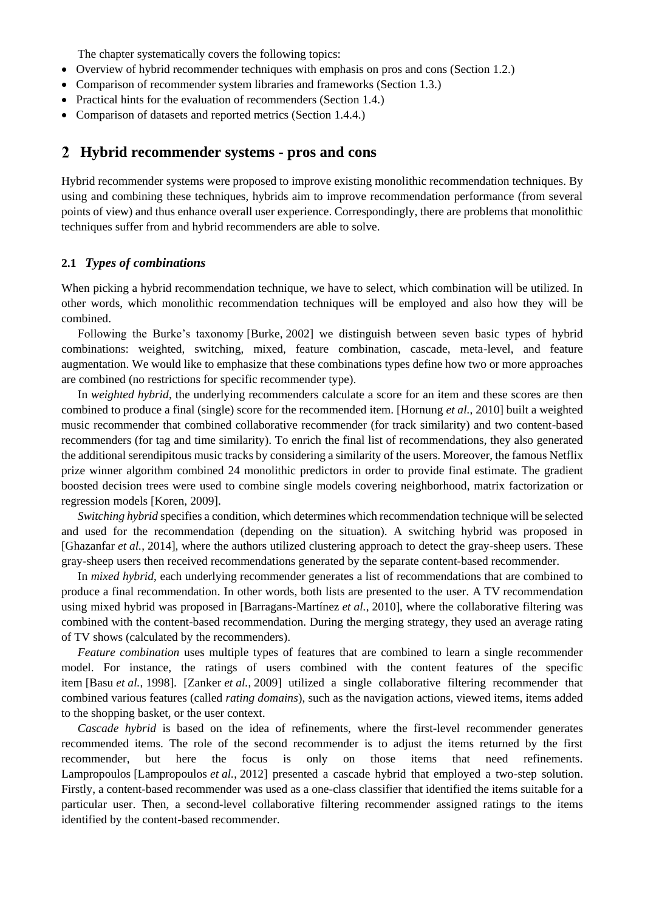The chapter systematically covers the following topics:

- Overview of hybrid recommender techniques with emphasis on pros and cons (Section 1.2.)
- Comparison of recommender system libraries and frameworks (Section 1.3.)
- Practical hints for the evaluation of recommenders (Section 1.4.)
- Comparison of datasets and reported metrics (Section 1.4.4.)

# 2 Hybrid recommender systems - pros and cons

Hybrid recommender systems were proposed to improve existing monolithic recommendation techniques. By using and combining these techniques, hybrids aim to improve recommendation performance (from several points of view) and thus enhance overall user experience. Correspondingly, there are problems that monolithic techniques suffer from and hybrid recommenders are able to solve.

## 2.1 *Types of combinations*

When picking a hybrid recommendation technique, we have to select, which combination will be utilized. In other words, which monolithic recommendation techniques will be employed and also how they will be combined.

Following the Burke's taxonomy [Burke, 2002] we distinguish between seven basic types of hybrid combinations: weighted, switching, mixed, feature combination, cascade, meta-level, and feature augmentation. We would like to emphasize that these combinations types define how two or more approaches are combined (no restrictions for specific recommender type).

In *weighted hybrid*, the underlying recommenders calculate a score for an item and these scores are then combined to produce a final (single) score for the recommended item. [Hornung *et al.*, 2010] built a weighted music recommender that combined collaborative recommender (for track similarity) and two content-based recommenders (for tag and time similarity). To enrich the final list of recommendations, they also generated the additional serendipitous music tracks by considering a similarity of the users. Moreover, the famous Netflix prize winner algorithm combined 24 monolithic predictors in order to provide final estimate. The gradient boosted decision trees were used to combine single models covering neighborhood, matrix factorization or regression models [Koren, 2009].

*Switching hybrid* specifies a condition, which determines which recommendation technique will be selected and used for the recommendation (depending on the situation). A switching hybrid was proposed in [Ghazanfar *et al.*, 2014], where the authors utilized clustering approach to detect the gray-sheep users. These gray-sheep users then received recommendations generated by the separate content-based recommender.

In *mixed hybrid*, each underlying recommender generates a list of recommendations that are combined to produce a final recommendation. In other words, both lists are presented to the user. A TV recommendation using mixed hybrid was proposed in [Barragans-Martínez *et al.*, 2010], where the collaborative filtering was combined with the content-based recommendation. During the merging strategy, they used an average rating of TV shows (calculated by the recommenders).

*Feature combination* uses multiple types of features that are combined to learn a single recommender model. For instance, the ratings of users combined with the content features of the specific item [Basu *et al.*, 1998]. [Zanker *et al.*, 2009] utilized a single collaborative filtering recommender that combined various features (called *rating domains*), such as the navigation actions, viewed items, items added to the shopping basket, or the user context.

*Cascade hybrid* is based on the idea of refinements, where the first-level recommender generates recommended items. The role of the second recommender is to adjust the items returned by the first recommender, but here the focus is only on those items that need refinements. Lampropoulos [Lampropoulos *et al.*, 2012] presented a cascade hybrid that employed a two-step solution. Firstly, a content-based recommender was used as a one-class classifier that identified the items suitable for a particular user. Then, a second-level collaborative filtering recommender assigned ratings to the items identified by the content-based recommender.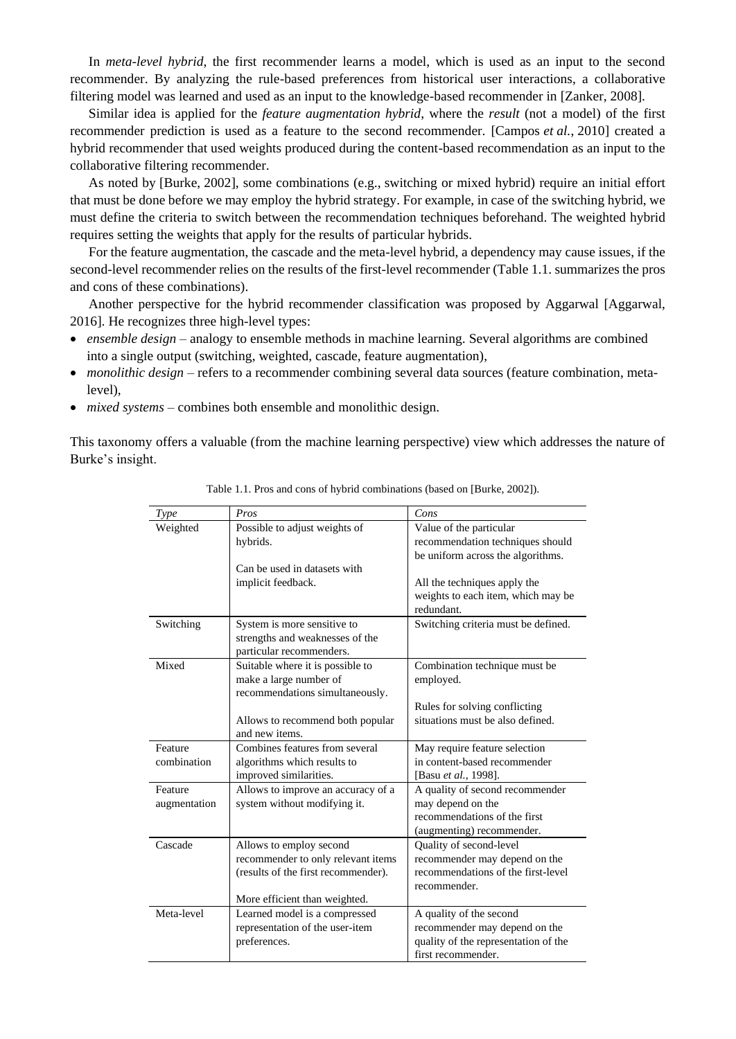In *meta-level hybrid*, the first recommender learns a model, which is used as an input to the second recommender. By analyzing the rule-based preferences from historical user interactions, a collaborative filtering model was learned and used as an input to the knowledge-based recommender in [Zanker, 2008].

Similar idea is applied for the *feature augmentation hybrid*, where the *result* (not a model) of the first recommender prediction is used as a feature to the second recommender. [Campos *et al.*, 2010] created a hybrid recommender that used weights produced during the content-based recommendation as an input to the collaborative filtering recommender.

As noted by [Burke, 2002], some combinations (e.g., switching or mixed hybrid) require an initial effort that must be done before we may employ the hybrid strategy. For example, in case of the switching hybrid, we must define the criteria to switch between the recommendation techniques beforehand. The weighted hybrid requires setting the weights that apply for the results of particular hybrids.

For the feature augmentation, the cascade and the meta-level hybrid, a dependency may cause issues, if the second-level recommender relies on the results of the first-level recommender (Table 1.1. summarizes the pros and cons of these combinations).

Another perspective for the hybrid recommender classification was proposed by Aggarwal [Aggarwal, 2016]. He recognizes three high-level types:

- *ensemble design* – analogy to ensemble methods in machine learning. Several algorithms are combined into a single output (switching, weighted, cascade, feature augmentation),
- *monolithic design* – refers to a recommender combining several data sources (feature combination, meta-level),
- *mixed systems* – combines both ensemble and monolithic design.

This taxonomy offers a valuable (from the machine learning perspective) view which addresses the nature of Burke's insight.

Table 1.1. Pros and cons of hybrid combinations (based on [Burke, 2002]).

| *Type* | *Pros* | *Cons* |
|---|---|---|
| Weighted | Possible to adjust weights of hybrids.<br><br>Can be used in datasets with implicit feedback. | Value of the particular recommendation techniques should be uniform across the algorithms.<br><br>All the techniques apply the weights to each item, which may be redundant. |
| Switching | System is more sensitive to strengths and weaknesses of the particular recommenders. | Switching criteria must be defined. |
| Mixed | Suitable where it is possible to make a large number of recommendations simultaneously.<br><br>Allows to recommend both popular and new items. | Combination technique must be employed.<br><br>Rules for solving conflicting situations must be also defined. |
| Feature combination | Combines features from several algorithms which results to improved similarities. | May require feature selection in content-based recommender [Basu *et al.*, 1998]. |
| Feature augmentation | Allows to improve an accuracy of a system without modifying it. | A quality of second recommender may depend on the recommendations of the first (augmenting) recommender. |
| Cascade | Allows to employ second recommender to only relevant items (results of the first recommender).<br><br>More efficient than weighted. | Quality of second-level recommender may depend on the recommendations of the first-level recommender. |
| Meta-level | Learned model is a compressed representation of the user-item preferences. | A quality of the second recommender may depend on the quality of the representation of the first recommender. |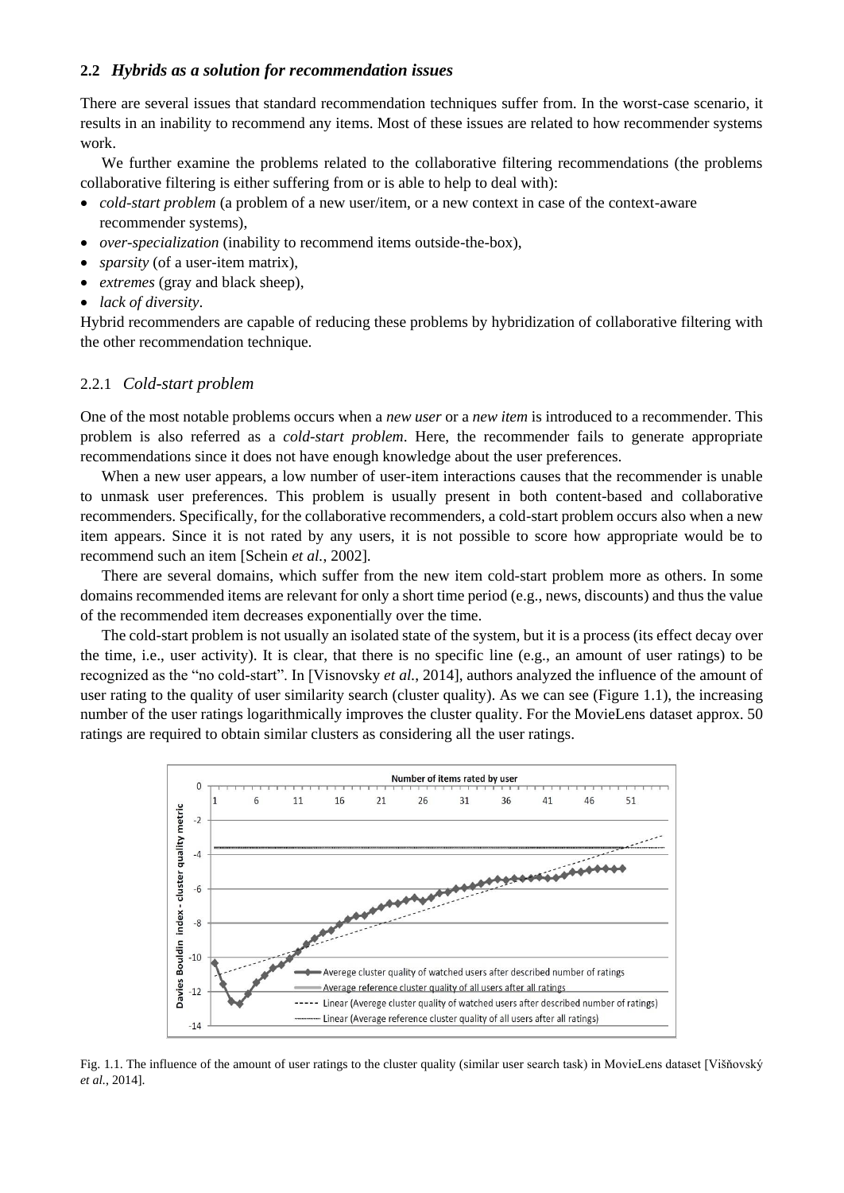### 2.2 *Hybrids as a solution for recommendation issues*

There are several issues that standard recommendation techniques suffer from. In the worst-case scenario, it results in an inability to recommend any items. Most of these issues are related to how recommender systems work.

We further examine the problems related to the collaborative filtering recommendations (the problems collaborative filtering is either suffering from or is able to help to deal with):

- *cold-start problem* (a problem of a new user/item, or a new context in case of the context-aware recommender systems),
- *over-specialization* (inability to recommend items outside-the-box),
- *sparsity* (of a user-item matrix),
- *extremes* (gray and black sheep),
- *lack of diversity*.

Hybrid recommenders are capable of reducing these problems by hybridization of collaborative filtering with the other recommendation technique.

#### 2.2.1 *Cold-start problem*

One of the most notable problems occurs when a *new user* or a *new item* is introduced to a recommender. This problem is also referred as a *cold-start problem*. Here, the recommender fails to generate appropriate recommendations since it does not have enough knowledge about the user preferences.

When a new user appears, a low number of user-item interactions causes that the recommender is unable to unmask user preferences. This problem is usually present in both content-based and collaborative recommenders. Specifically, for the collaborative recommenders, a cold-start problem occurs also when a new item appears. Since it is not rated by any users, it is not possible to score how appropriate would be to recommend such an item [Schein *et al.*, 2002].

There are several domains, which suffer from the new item cold-start problem more as others. In some domains recommended items are relevant for only a short time period (e.g., news, discounts) and thus the value of the recommended item decreases exponentially over the time.

The cold-start problem is not usually an isolated state of the system, but it is a process (its effect decay over the time, i.e., user activity). It is clear, that there is no specific line (e.g., an amount of user ratings) to be recognized as the "no cold-start". In [Visnovsky *et al.*, 2014], authors analyzed the influence of the amount of user rating to the quality of user similarity search (cluster quality). As we can see (Figure 1.1), the increasing number of the user ratings logarithmically improves the cluster quality. For the MovieLens dataset approx. 50 ratings are required to obtain similar clusters as considering all the user ratings.

Fig. 1.1. The influence of the amount of user ratings to the cluster quality (similar user search task) in MovieLens dataset [Višňovský *et al.*, 2014].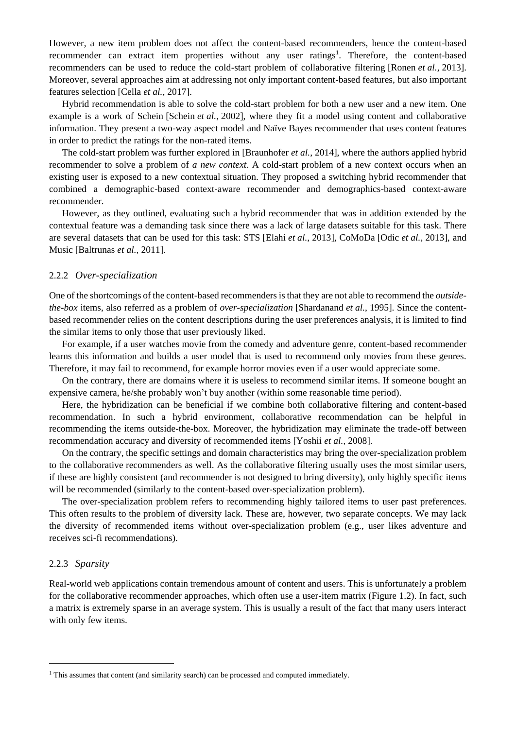However, a new item problem does not affect the content-based recommenders, hence the content-based recommender can extract item properties without any user ratings[1]. Therefore, the content-based recommenders can be used to reduce the cold-start problem of collaborative filtering [Ronen *et al.*, 2013]. Moreover, several approaches aim at addressing not only important content-based features, but also important features selection [Cella *et al.*, 2017].

Hybrid recommendation is able to solve the cold-start problem for both a new user and a new item. One example is a work of Schein [Schein *et al.*, 2002], where they fit a model using content and collaborative information. They present a two-way aspect model and Naïve Bayes recommender that uses content features in order to predict the ratings for the non-rated items.

The cold-start problem was further explored in [Braunhofer *et al.*, 2014], where the authors applied hybrid recommender to solve a problem of *a new context*. A cold-start problem of a new context occurs when an existing user is exposed to a new contextual situation. They proposed a switching hybrid recommender that combined a demographic-based context-aware recommender and demographics-based context-aware recommender.

However, as they outlined, evaluating such a hybrid recommender that was in addition extended by the contextual feature was a demanding task since there was a lack of large datasets suitable for this task. There are several datasets that can be used for this task: STS [Elahi *et al.*, 2013], CoMoDa [Odic *et al.*, 2013], and Music [Baltrunas *et al.*, 2011].

### 2.2.2 *Over-specialization*

One of the shortcomings of the content-based recommenders is that they are not able to recommend the *outside-the-box* items, also referred as a problem of *over-specialization* [Shardanand *et al.*, 1995]. Since the content-based recommender relies on the content descriptions during the user preferences analysis, it is limited to find the similar items to only those that user previously liked.

For example, if a user watches movie from the comedy and adventure genre, content-based recommender learns this information and builds a user model that is used to recommend only movies from these genres. Therefore, it may fail to recommend, for example horror movies even if a user would appreciate some.

On the contrary, there are domains where it is useless to recommend similar items. If someone bought an expensive camera, he/she probably won't buy another (within some reasonable time period).

Here, the hybridization can be beneficial if we combine both collaborative filtering and content-based recommendation. In such a hybrid environment, collaborative recommendation can be helpful in recommending the items outside-the-box. Moreover, the hybridization may eliminate the trade-off between recommendation accuracy and diversity of recommended items [Yoshii *et al.*, 2008].

On the contrary, the specific settings and domain characteristics may bring the over-specialization problem to the collaborative recommenders as well. As the collaborative filtering usually uses the most similar users, if these are highly consistent (and recommender is not designed to bring diversity), only highly specific items will be recommended (similarly to the content-based over-specialization problem).

The over-specialization problem refers to recommending highly tailored items to user past preferences. This often results to the problem of diversity lack. These are, however, two separate concepts. We may lack the diversity of recommended items without over-specialization problem (e.g., user likes adventure and receives sci-fi recommendations).

### 2.2.3 *Sparsity*

Real-world web applications contain tremendous amount of content and users. This is unfortunately a problem for the collaborative recommender approaches, which often use a user-item matrix (Figure 1.2). In fact, such a matrix is extremely sparse in an average system. This is usually a result of the fact that many users interact with only few items.

[1] This assumes that content (and similarity search) can be processed and computed immediately.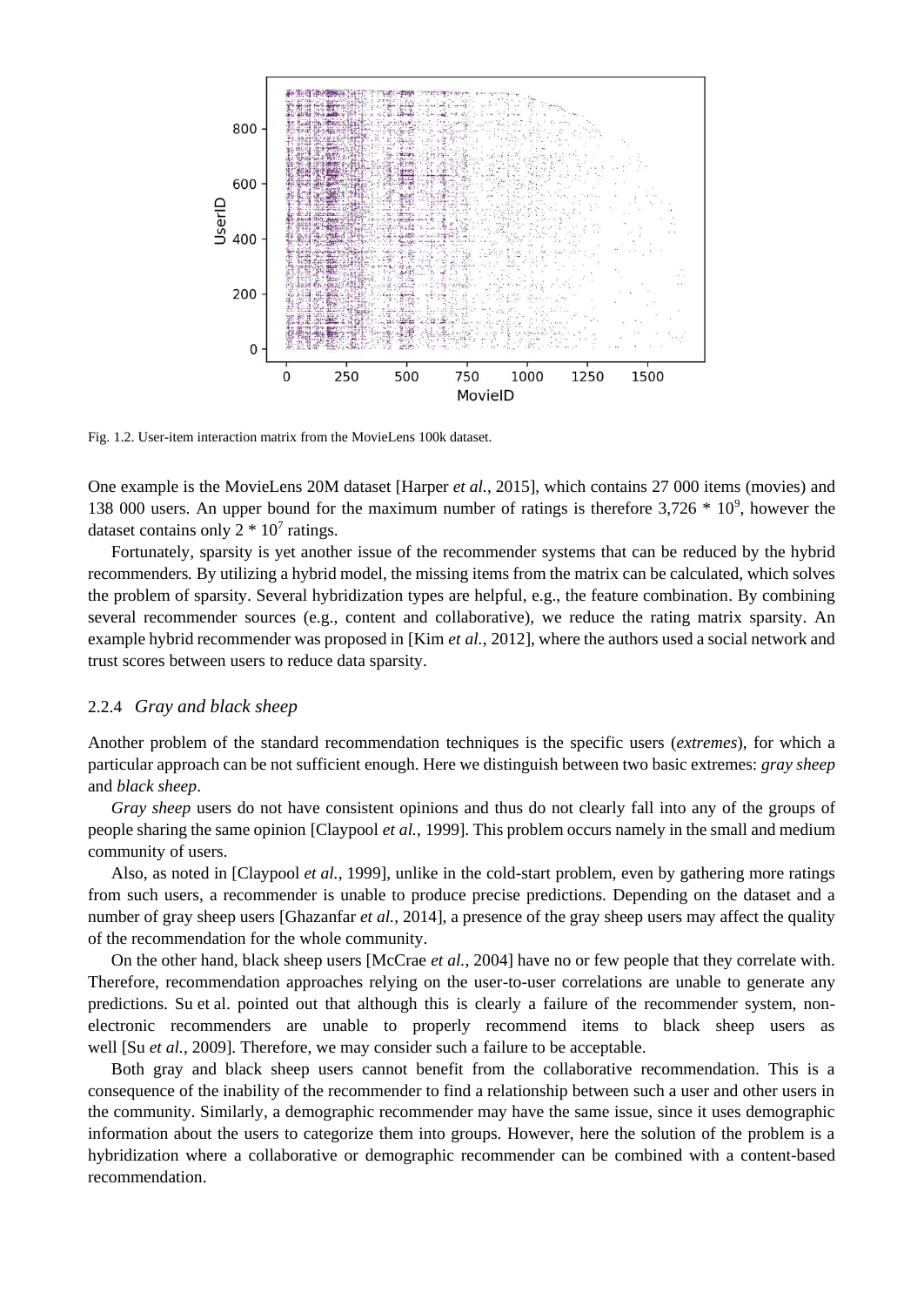Fig. 1.2. User-item interaction matrix from the MovieLens 100k dataset.

One example is the MovieLens 20M dataset [Harper *et al.*, 2015], which contains 27 000 items (movies) and 138 000 users. An upper bound for the maximum number of ratings is therefore $3{,}726 * 10^9$, however the dataset contains only $2 * 10^7$ ratings.

Fortunately, sparsity is yet another issue of the recommender systems that can be reduced by the hybrid recommenders. By utilizing a hybrid model, the missing items from the matrix can be calculated, which solves the problem of sparsity. Several hybridization types are helpful, e.g., the feature combination. By combining several recommender sources (e.g., content and collaborative), we reduce the rating matrix sparsity. An example hybrid recommender was proposed in [Kim *et al.*, 2012], where the authors used a social network and trust scores between users to reduce data sparsity.

### 2.2.4 *Gray and black sheep*

Another problem of the standard recommendation techniques is the specific users (*extremes*), for which a particular approach can be not sufficient enough. Here we distinguish between two basic extremes: *gray sheep* and *black sheep*.

*Gray sheep* users do not have consistent opinions and thus do not clearly fall into any of the groups of people sharing the same opinion [Claypool *et al.*, 1999]. This problem occurs namely in the small and medium community of users.

Also, as noted in [Claypool *et al.*, 1999], unlike in the cold-start problem, even by gathering more ratings from such users, a recommender is unable to produce precise predictions. Depending on the dataset and a number of gray sheep users [Ghazanfar *et al.*, 2014], a presence of the gray sheep users may affect the quality of the recommendation for the whole community.

On the other hand, black sheep users [McCrae *et al.*, 2004] have no or few people that they correlate with. Therefore, recommendation approaches relying on the user-to-user correlations are unable to generate any predictions. Su et al. pointed out that although this is clearly a failure of the recommender system, non-electronic recommenders are unable to properly recommend items to black sheep users as well [Su *et al.*, 2009]. Therefore, we may consider such a failure to be acceptable.

Both gray and black sheep users cannot benefit from the collaborative recommendation. This is a consequence of the inability of the recommender to find a relationship between such a user and other users in the community. Similarly, a demographic recommender may have the same issue, since it uses demographic information about the users to categorize them into groups. However, here the solution of the problem is a hybridization where a collaborative or demographic recommender can be combined with a content-based recommendation.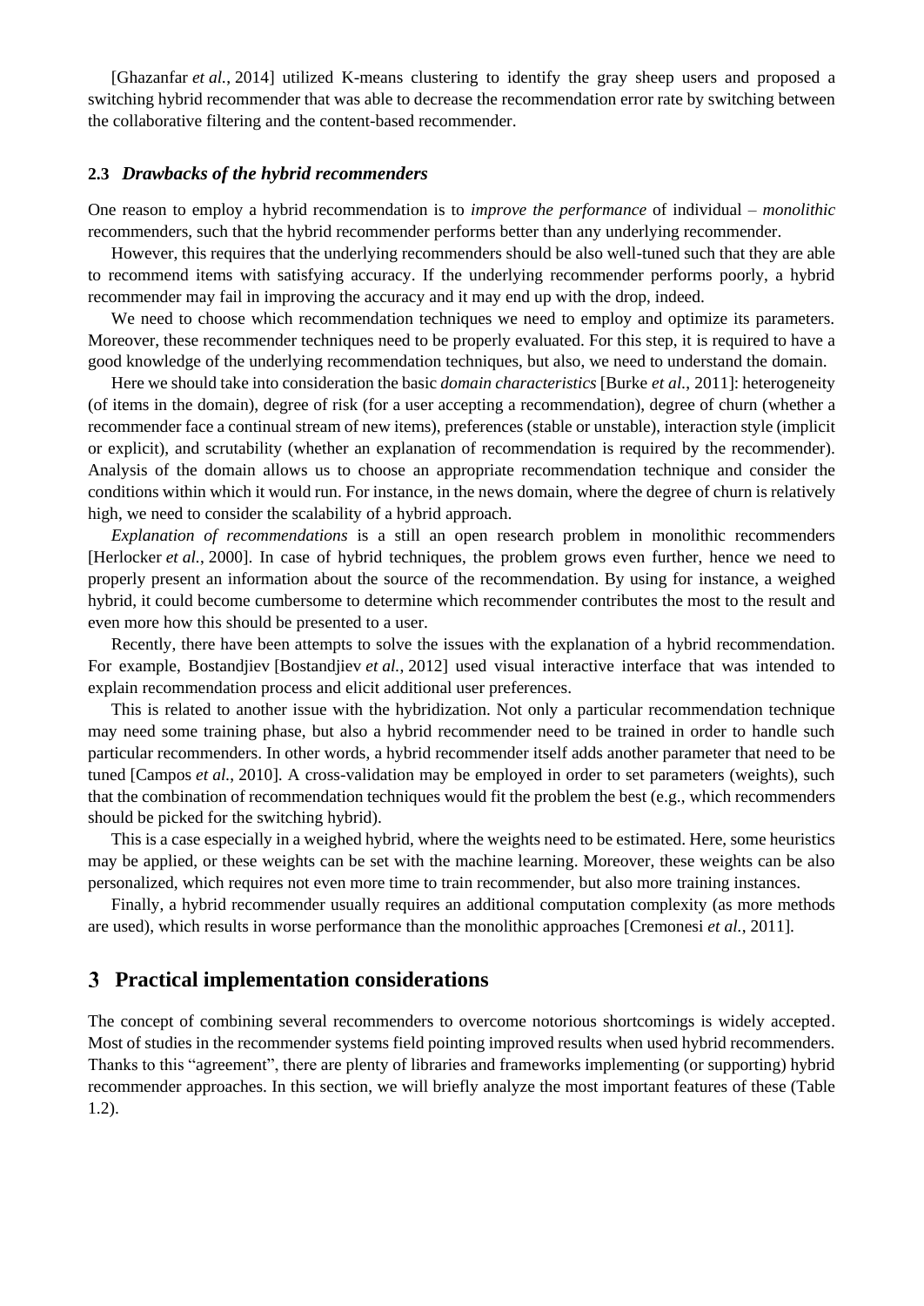[Ghazanfar *et al.*, 2014] utilized K-means clustering to identify the gray sheep users and proposed a switching hybrid recommender that was able to decrease the recommendation error rate by switching between the collaborative filtering and the content-based recommender.

### 2.3 *Drawbacks of the hybrid recommenders*

One reason to employ a hybrid recommendation is to *improve the performance* of individual – *monolithic* recommenders, such that the hybrid recommender performs better than any underlying recommender.

However, this requires that the underlying recommenders should be also well-tuned such that they are able to recommend items with satisfying accuracy. If the underlying recommender performs poorly, a hybrid recommender may fail in improving the accuracy and it may end up with the drop, indeed.

We need to choose which recommendation techniques we need to employ and optimize its parameters. Moreover, these recommender techniques need to be properly evaluated. For this step, it is required to have a good knowledge of the underlying recommendation techniques, but also, we need to understand the domain.

Here we should take into consideration the basic *domain characteristics* [Burke *et al.*, 2011]: heterogeneity (of items in the domain), degree of risk (for a user accepting a recommendation), degree of churn (whether a recommender face a continual stream of new items), preferences (stable or unstable), interaction style (implicit or explicit), and scrutability (whether an explanation of recommendation is required by the recommender). Analysis of the domain allows us to choose an appropriate recommendation technique and consider the conditions within which it would run. For instance, in the news domain, where the degree of churn is relatively high, we need to consider the scalability of a hybrid approach.

*Explanation of recommendations* is a still an open research problem in monolithic recommenders [Herlocker *et al.*, 2000]. In case of hybrid techniques, the problem grows even further, hence we need to properly present an information about the source of the recommendation. By using for instance, a weighed hybrid, it could become cumbersome to determine which recommender contributes the most to the result and even more how this should be presented to a user.

Recently, there have been attempts to solve the issues with the explanation of a hybrid recommendation. For example, Bostandjiev [Bostandjiev *et al.*, 2012] used visual interactive interface that was intended to explain recommendation process and elicit additional user preferences.

This is related to another issue with the hybridization. Not only a particular recommendation technique may need some training phase, but also a hybrid recommender need to be trained in order to handle such particular recommenders. In other words, a hybrid recommender itself adds another parameter that need to be tuned [Campos *et al.*, 2010]. A cross-validation may be employed in order to set parameters (weights), such that the combination of recommendation techniques would fit the problem the best (e.g., which recommenders should be picked for the switching hybrid).

This is a case especially in a weighed hybrid, where the weights need to be estimated. Here, some heuristics may be applied, or these weights can be set with the machine learning. Moreover, these weights can be also personalized, which requires not even more time to train recommender, but also more training instances.

Finally, a hybrid recommender usually requires an additional computation complexity (as more methods are used), which results in worse performance than the monolithic approaches [Cremonesi *et al.*, 2011].

## 3 Practical implementation considerations

The concept of combining several recommenders to overcome notorious shortcomings is widely accepted. Most of studies in the recommender systems field pointing improved results when used hybrid recommenders. Thanks to this "agreement", there are plenty of libraries and frameworks implementing (or supporting) hybrid recommender approaches. In this section, we will briefly analyze the most important features of these (Table 1.2).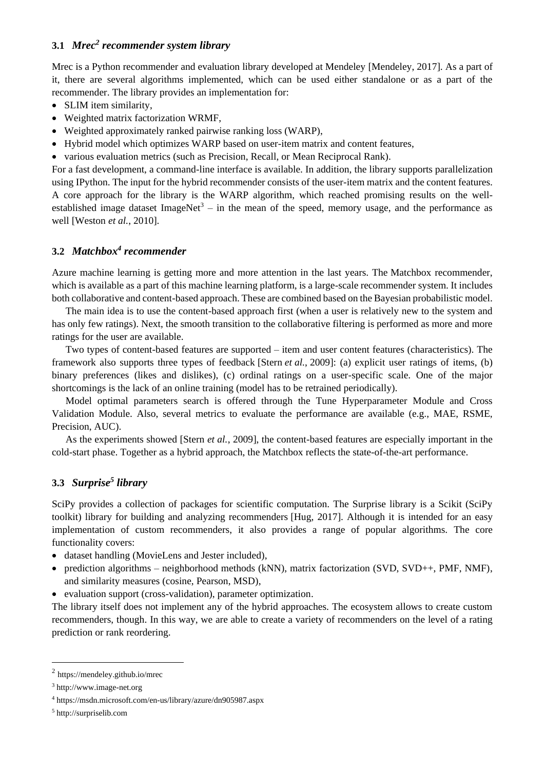### 3.1 *Mrec*[2] *recommender system library*

Mrec is a Python recommender and evaluation library developed at Mendeley [Mendeley, 2017]. As a part of it, there are several algorithms implemented, which can be used either standalone or as a part of the recommender. The library provides an implementation for:

- SLIM item similarity,
- Weighted matrix factorization WRMF,
- Weighted approximately ranked pairwise ranking loss (WARP),
- Hybrid model which optimizes WARP based on user-item matrix and content features,
- various evaluation metrics (such as Precision, Recall, or Mean Reciprocal Rank).

For a fast development, a command-line interface is available. In addition, the library supports parallelization using IPython. The input for the hybrid recommender consists of the user-item matrix and the content features. A core approach for the library is the WARP algorithm, which reached promising results on the well-established image dataset ImageNet[3] – in the mean of the speed, memory usage, and the performance as well [Weston *et al.*, 2010].

### 3.2 *Matchbox*[4] *recommender*

Azure machine learning is getting more and more attention in the last years. The Matchbox recommender, which is available as a part of this machine learning platform, is a large-scale recommender system. It includes both collaborative and content-based approach. These are combined based on the Bayesian probabilistic model.

The main idea is to use the content-based approach first (when a user is relatively new to the system and has only few ratings). Next, the smooth transition to the collaborative filtering is performed as more and more ratings for the user are available.

Two types of content-based features are supported – item and user content features (characteristics). The framework also supports three types of feedback [Stern *et al.*, 2009]: (a) explicit user ratings of items, (b) binary preferences (likes and dislikes), (c) ordinal ratings on a user-specific scale. One of the major shortcomings is the lack of an online training (model has to be retrained periodically).

Model optimal parameters search is offered through the Tune Hyperparameter Module and Cross Validation Module. Also, several metrics to evaluate the performance are available (e.g., MAE, RSME, Precision, AUC).

As the experiments showed [Stern *et al.*, 2009], the content-based features are especially important in the cold-start phase. Together as a hybrid approach, the Matchbox reflects the state-of-the-art performance.

### 3.3 *Surprise*[5] *library*

SciPy provides a collection of packages for scientific computation. The Surprise library is a Scikit (SciPy toolkit) library for building and analyzing recommenders [Hug, 2017]. Although it is intended for an easy implementation of custom recommenders, it also provides a range of popular algorithms. The core functionality covers:

- dataset handling (MovieLens and Jester included),
- prediction algorithms – neighborhood methods (kNN), matrix factorization (SVD, SVD++, PMF, NMF), and similarity measures (cosine, Pearson, MSD),
- evaluation support (cross-validation), parameter optimization.

The library itself does not implement any of the hybrid approaches. The ecosystem allows to create custom recommenders, though. In this way, we are able to create a variety of recommenders on the level of a rating prediction or rank reordering.

---

[2] https://mendeley.github.io/mrec

[3] http://www.image-net.org

[4] https://msdn.microsoft.com/en-us/library/azure/dn905987.aspx

[5] http://surpriselib.com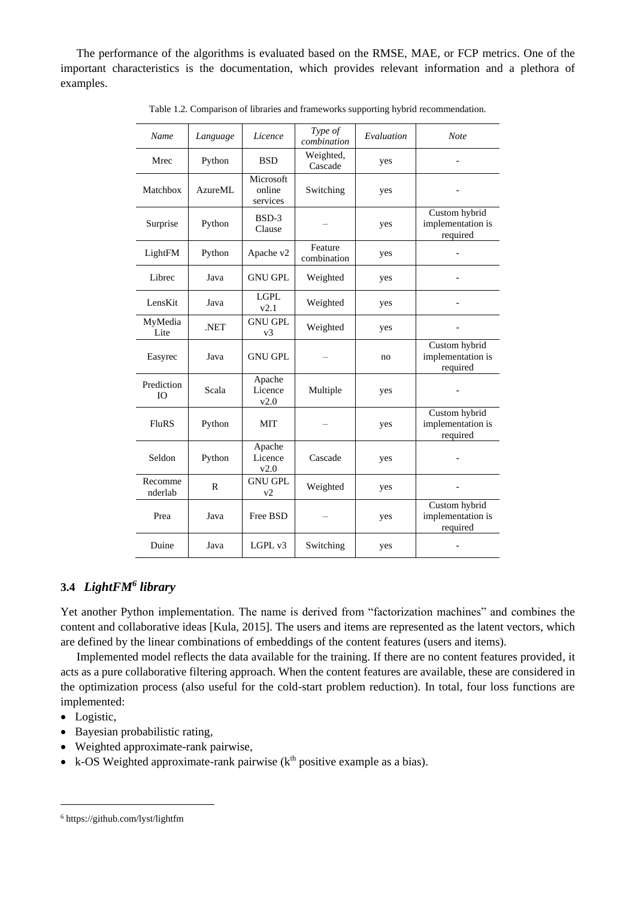The performance of the algorithms is evaluated based on the RMSE, MAE, or FCP metrics. One of the important characteristics is the documentation, which provides relevant information and a plethora of examples.

Table 1.2. Comparison of libraries and frameworks supporting hybrid recommendation.

| *Name* | *Language* | *Licence* | *Type of combination* | *Evaluation* | *Note* |
|---|---|---|---|---|---|
| Mrec | Python | BSD | Weighted, Cascade | yes | - |
| Matchbox | AzureML | Microsoft online services | Switching | yes | - |
| Surprise | Python | BSD-3 Clause | – | yes | Custom hybrid implementation is required |
| LightFM | Python | Apache v2 | Feature combination | yes | - |
| Librec | Java | GNU GPL | Weighted | yes | - |
| LensKit | Java | LGPL v2.1 | Weighted | yes | - |
| MyMedia Lite | .NET | GNU GPL v3 | Weighted | yes | - |
| Easyrec | Java | GNU GPL | – | no | Custom hybrid implementation is required |
| Prediction IO | Scala | Apache Licence v2.0 | Multiple | yes | - |
| FluRS | Python | MIT | – | yes | Custom hybrid implementation is required |
| Seldon | Python | Apache Licence v2.0 | Cascade | yes | - |
| Recommenderlab | R | GNU GPL v2 | Weighted | yes | - |
| Prea | Java | Free BSD | – | yes | Custom hybrid implementation is required |
| Duine | Java | LGPL v3 | Switching | yes | - |

### 3.4 *LightFM[6] library*

Yet another Python implementation. The name is derived from "factorization machines" and combines the content and collaborative ideas [Kula, 2015]. The users and items are represented as the latent vectors, which are defined by the linear combinations of embeddings of the content features (users and items).

Implemented model reflects the data available for the training. If there are no content features provided, it acts as a pure collaborative filtering approach. When the content features are available, these are considered in the optimization process (also useful for the cold-start problem reduction). In total, four loss functions are implemented:

- Logistic,
- Bayesian probabilistic rating,
- Weighted approximate-rank pairwise,
- k-OS Weighted approximate-rank pairwise ($k^{th}$ positive example as a bias).

[6] https://github.com/lyst/lightfm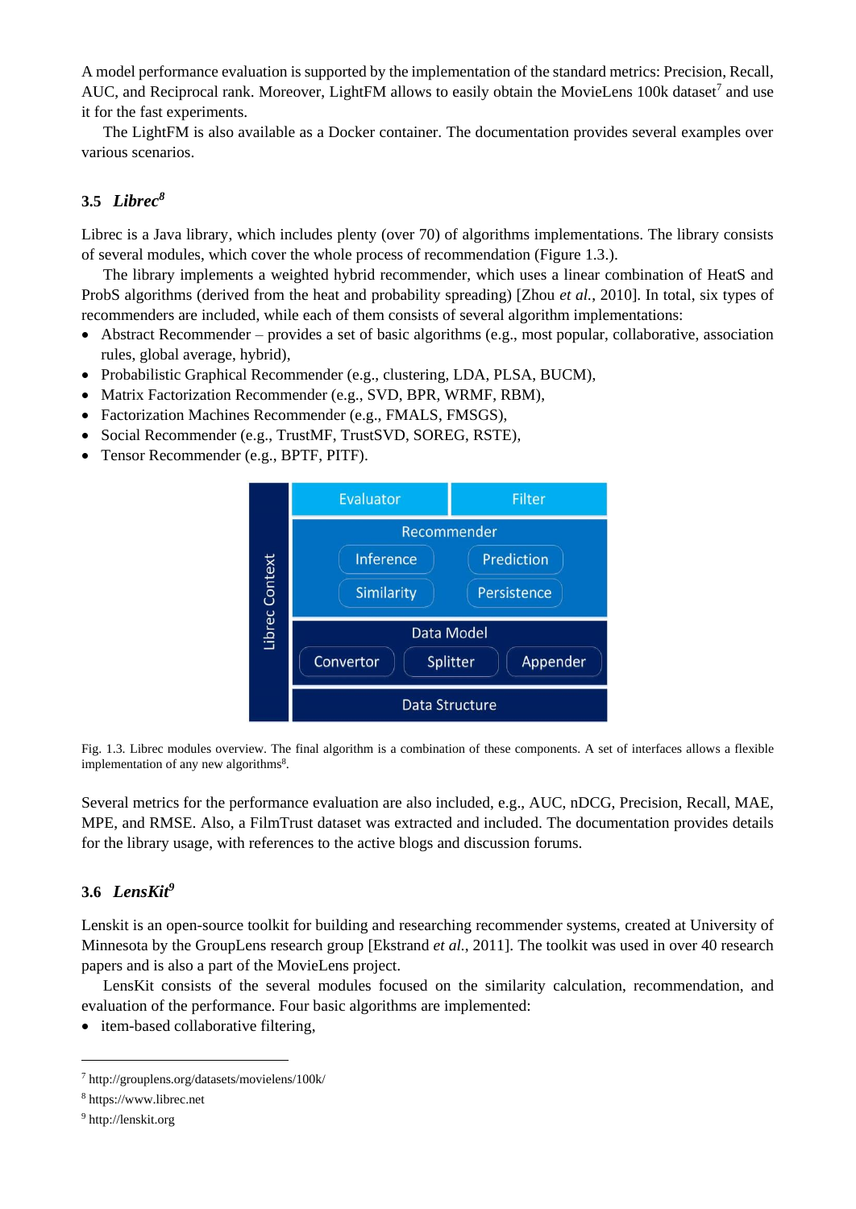A model performance evaluation is supported by the implementation of the standard metrics: Precision, Recall, AUC, and Reciprocal rank. Moreover, LightFM allows to easily obtain the MovieLens 100k dataset[7] and use it for the fast experiments.

The LightFM is also available as a Docker container. The documentation provides several examples over various scenarios.

### 3.5 *Librec*[8]

Librec is a Java library, which includes plenty (over 70) of algorithms implementations. The library consists of several modules, which cover the whole process of recommendation (Figure 1.3.).

The library implements a weighted hybrid recommender, which uses a linear combination of HeatS and ProbS algorithms (derived from the heat and probability spreading) [Zhou *et al.*, 2010]. In total, six types of recommenders are included, while each of them consists of several algorithm implementations:

- Abstract Recommender – provides a set of basic algorithms (e.g., most popular, collaborative, association rules, global average, hybrid),
- Probabilistic Graphical Recommender (e.g., clustering, LDA, PLSA, BUCM),
- Matrix Factorization Recommender (e.g., SVD, BPR, WRMF, RBM),
- Factorization Machines Recommender (e.g., FMALS, FMSGS),
- Social Recommender (e.g., TrustMF, TrustSVD, SOREG, RSTE),
- Tensor Recommender (e.g., BPTF, PITF).

Fig. 1.3. Librec modules overview. The final algorithm is a combination of these components. A set of interfaces allows a flexible implementation of any new algorithms[8].

Several metrics for the performance evaluation are also included, e.g., AUC, nDCG, Precision, Recall, MAE, MPE, and RMSE. Also, a FilmTrust dataset was extracted and included. The documentation provides details for the library usage, with references to the active blogs and discussion forums.

### 3.6 *LensKit*[9]

Lenskit is an open-source toolkit for building and researching recommender systems, created at University of Minnesota by the GroupLens research group [Ekstrand *et al.*, 2011]. The toolkit was used in over 40 research papers and is also a part of the MovieLens project.

LensKit consists of the several modules focused on the similarity calculation, recommendation, and evaluation of the performance. Four basic algorithms are implemented:

- item-based collaborative filtering,

---

[7] http://grouplens.org/datasets/movielens/100k/

[8] https://www.librec.net

[9] http://lenskit.org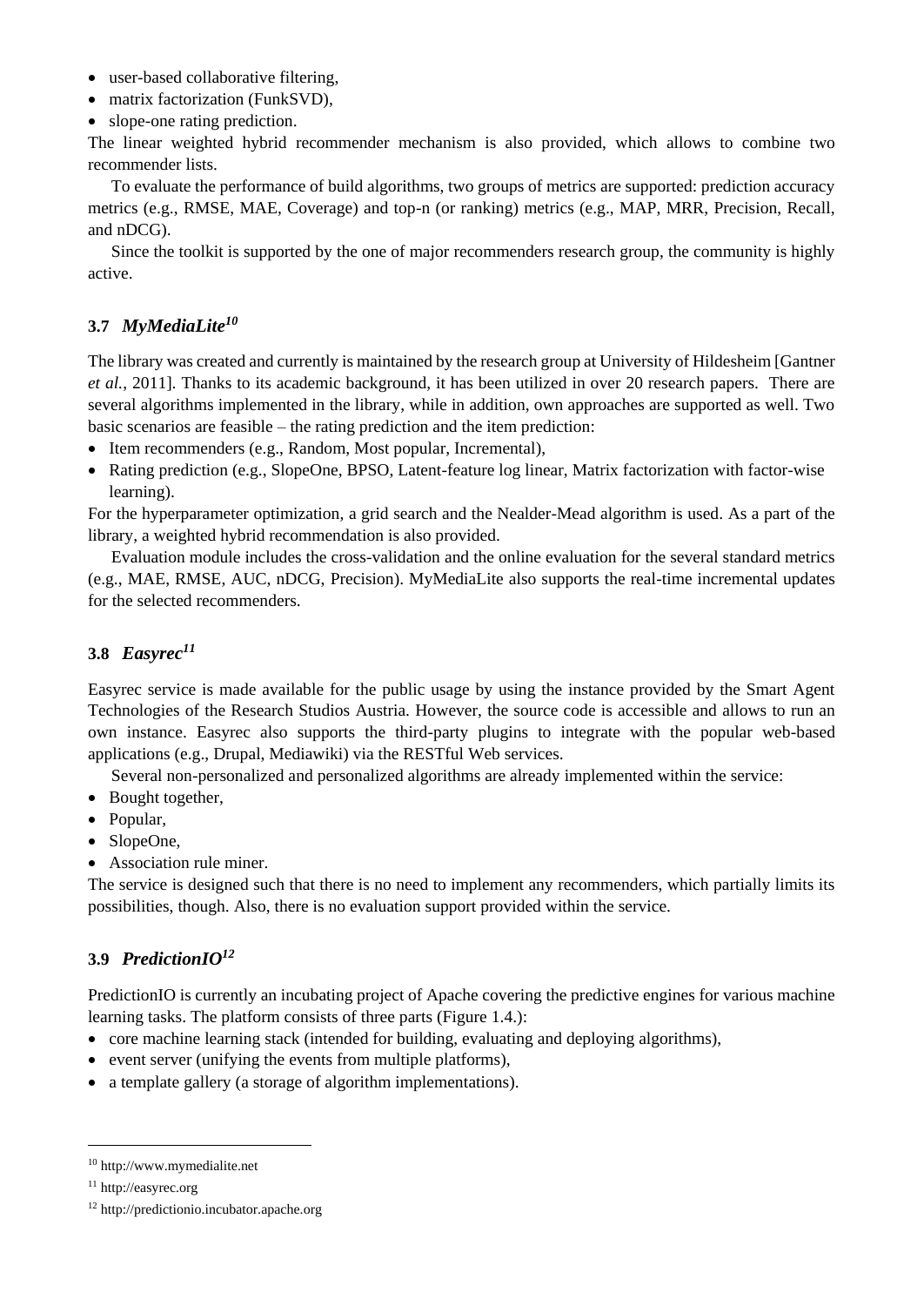- user-based collaborative filtering,
- matrix factorization (FunkSVD),
- slope-one rating prediction.

The linear weighted hybrid recommender mechanism is also provided, which allows to combine two recommender lists.

To evaluate the performance of build algorithms, two groups of metrics are supported: prediction accuracy metrics (e.g., RMSE, MAE, Coverage) and top-n (or ranking) metrics (e.g., MAP, MRR, Precision, Recall, and nDCG).

Since the toolkit is supported by the one of major recommenders research group, the community is highly active.

## 3.7 *MyMediaLite*[10]

The library was created and currently is maintained by the research group at University of Hildesheim [Gantner *et al.*, 2011]. Thanks to its academic background, it has been utilized in over 20 research papers. There are several algorithms implemented in the library, while in addition, own approaches are supported as well. Two basic scenarios are feasible – the rating prediction and the item prediction:

- Item recommenders (e.g., Random, Most popular, Incremental),
- Rating prediction (e.g., SlopeOne, BPSO, Latent-feature log linear, Matrix factorization with factor-wise learning).

For the hyperparameter optimization, a grid search and the Nealder-Mead algorithm is used. As a part of the library, a weighted hybrid recommendation is also provided.

Evaluation module includes the cross-validation and the online evaluation for the several standard metrics (e.g., MAE, RMSE, AUC, nDCG, Precision). MyMediaLite also supports the real-time incremental updates for the selected recommenders.

## 3.8 *Easyrec*[11]

Easyrec service is made available for the public usage by using the instance provided by the Smart Agent Technologies of the Research Studios Austria. However, the source code is accessible and allows to run an own instance. Easyrec also supports the third-party plugins to integrate with the popular web-based applications (e.g., Drupal, Mediawiki) via the RESTful Web services.

Several non-personalized and personalized algorithms are already implemented within the service:

- Bought together,
- Popular,
- SlopeOne,
- Association rule miner.

The service is designed such that there is no need to implement any recommenders, which partially limits its possibilities, though. Also, there is no evaluation support provided within the service.

## 3.9 *PredictionIO*[12]

PredictionIO is currently an incubating project of Apache covering the predictive engines for various machine learning tasks. The platform consists of three parts (Figure 1.4.):

- core machine learning stack (intended for building, evaluating and deploying algorithms),
- event server (unifying the events from multiple platforms),
- a template gallery (a storage of algorithm implementations).

---

[10] http://www.mymedialite.net

[11] http://easyrec.org

[12] http://predictionio.incubator.apache.org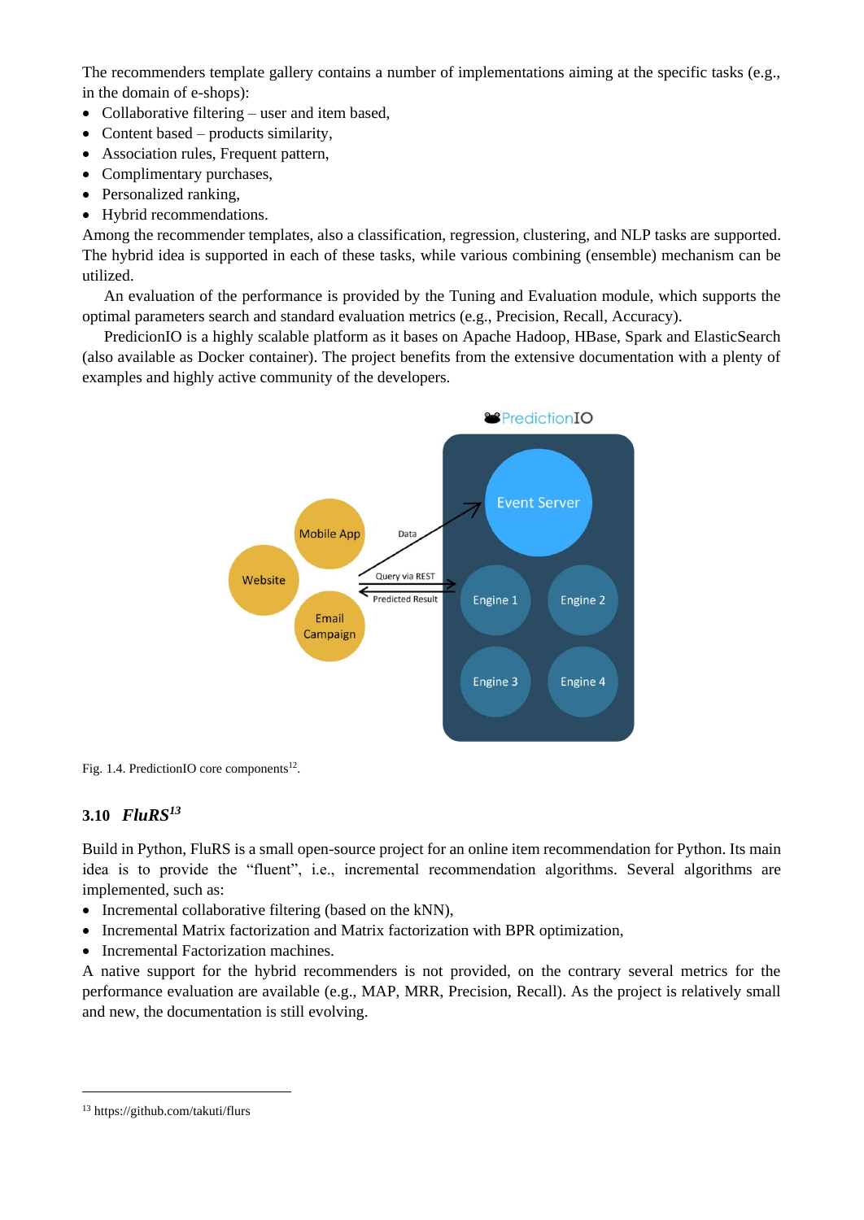The recommenders template gallery contains a number of implementations aiming at the specific tasks (e.g., in the domain of e-shops):

- Collaborative filtering – user and item based,
- Content based – products similarity,
- Association rules, Frequent pattern,
- Complimentary purchases,
- Personalized ranking,
- Hybrid recommendations.

Among the recommender templates, also a classification, regression, clustering, and NLP tasks are supported. The hybrid idea is supported in each of these tasks, while various combining (ensemble) mechanism can be utilized.

An evaluation of the performance is provided by the Tuning and Evaluation module, which supports the optimal parameters search and standard evaluation metrics (e.g., Precision, Recall, Accuracy).

PredicionIO is a highly scalable platform as it bases on Apache Hadoop, HBase, Spark and ElasticSearch (also available as Docker container). The project benefits from the extensive documentation with a plenty of examples and highly active community of the developers.

Fig. 1.4. PredictionIO core components[12].

### 3.10 *FluRS*[13]

Build in Python, FluRS is a small open-source project for an online item recommendation for Python. Its main idea is to provide the "fluent", i.e., incremental recommendation algorithms. Several algorithms are implemented, such as:

- Incremental collaborative filtering (based on the kNN),
- Incremental Matrix factorization and Matrix factorization with BPR optimization,
- Incremental Factorization machines.

A native support for the hybrid recommenders is not provided, on the contrary several metrics for the performance evaluation are available (e.g., MAP, MRR, Precision, Recall). As the project is relatively small and new, the documentation is still evolving.

[13] https://github.com/takuti/flurs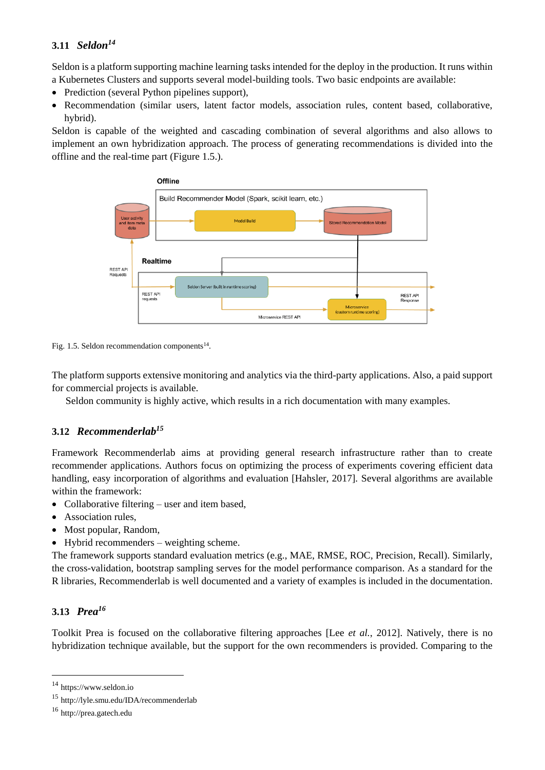### 3.11 *Seldon*[14]

Seldon is a platform supporting machine learning tasks intended for the deploy in the production. It runs within a Kubernetes Clusters and supports several model-building tools. Two basic endpoints are available:

- Prediction (several Python pipelines support),
- Recommendation (similar users, latent factor models, association rules, content based, collaborative, hybrid).

Seldon is capable of the weighted and cascading combination of several algorithms and also allows to implement an own hybridization approach. The process of generating recommendations is divided into the offline and the real-time part (Figure 1.5.).

Fig. 1.5. Seldon recommendation components[14].

The platform supports extensive monitoring and analytics via the third-party applications. Also, a paid support for commercial projects is available.

Seldon community is highly active, which results in a rich documentation with many examples.

### 3.12 *Recommenderlab*[15]

Framework Recommenderlab aims at providing general research infrastructure rather than to create recommender applications. Authors focus on optimizing the process of experiments covering efficient data handling, easy incorporation of algorithms and evaluation [Hahsler, 2017]. Several algorithms are available within the framework:

- Collaborative filtering – user and item based,
- Association rules,
- Most popular, Random,
- Hybrid recommenders – weighting scheme.

The framework supports standard evaluation metrics (e.g., MAE, RMSE, ROC, Precision, Recall). Similarly, the cross-validation, bootstrap sampling serves for the model performance comparison. As a standard for the R libraries, Recommenderlab is well documented and a variety of examples is included in the documentation.

### 3.13 *Prea*[16]

Toolkit Prea is focused on the collaborative filtering approaches [Lee *et al.*, 2012]. Natively, there is no hybridization technique available, but the support for the own recommenders is provided. Comparing to the

---

[14] https://www.seldon.io

[15] http://lyle.smu.edu/IDA/recommenderlab

[16] http://prea.gatech.edu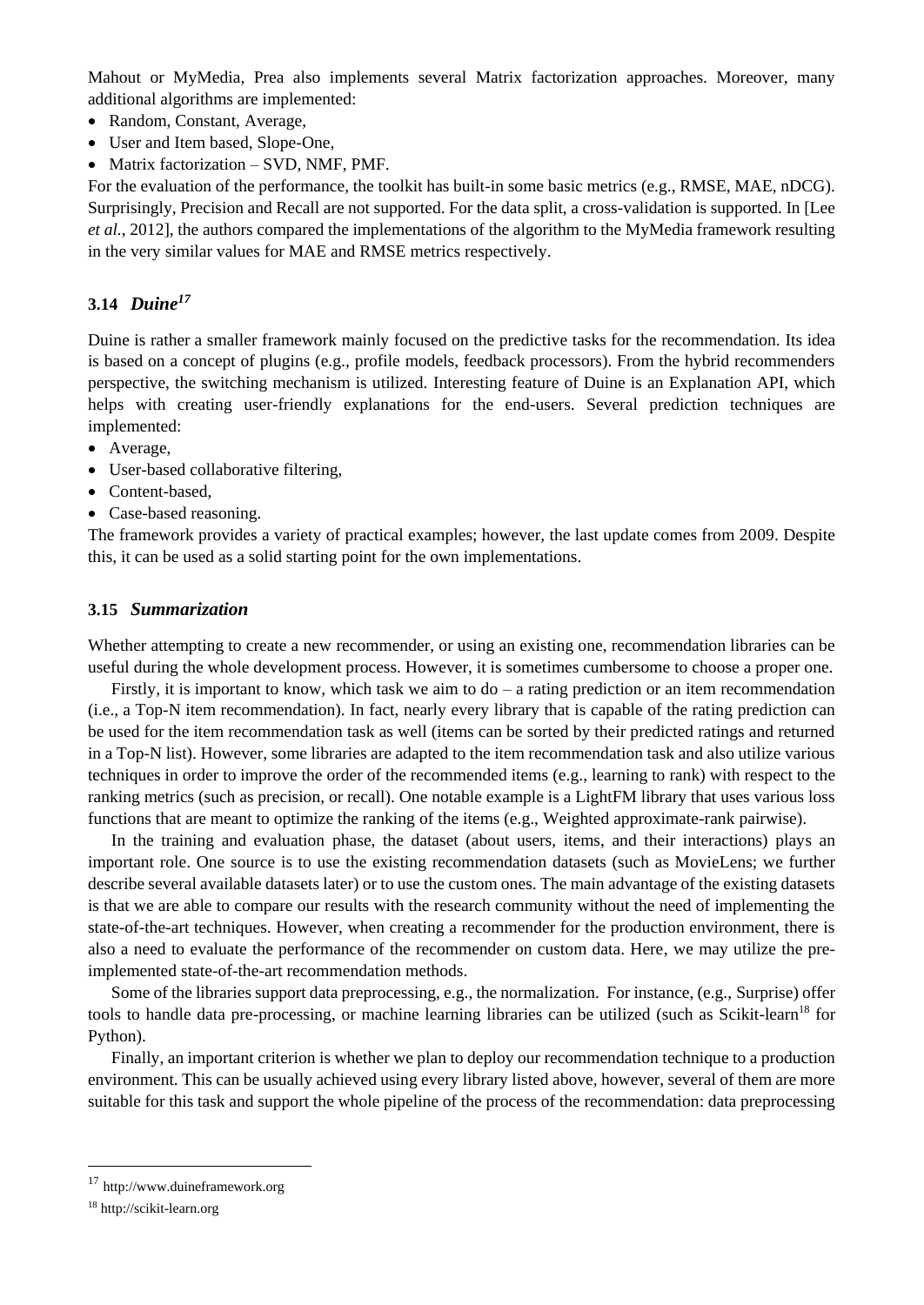Mahout or MyMedia, Prea also implements several Matrix factorization approaches. Moreover, many additional algorithms are implemented:

- Random, Constant, Average,
- User and Item based, Slope-One,
- Matrix factorization – SVD, NMF, PMF.

For the evaluation of the performance, the toolkit has built-in some basic metrics (e.g., RMSE, MAE, nDCG). Surprisingly, Precision and Recall are not supported. For the data split, a cross-validation is supported. In [Lee *et al.*, 2012], the authors compared the implementations of the algorithm to the MyMedia framework resulting in the very similar values for MAE and RMSE metrics respectively.

### 3.14 *Duine*[17]

Duine is rather a smaller framework mainly focused on the predictive tasks for the recommendation. Its idea is based on a concept of plugins (e.g., profile models, feedback processors). From the hybrid recommenders perspective, the switching mechanism is utilized. Interesting feature of Duine is an Explanation API, which helps with creating user-friendly explanations for the end-users. Several prediction techniques are implemented:

- Average,
- User-based collaborative filtering,
- Content-based,
- Case-based reasoning.

The framework provides a variety of practical examples; however, the last update comes from 2009. Despite this, it can be used as a solid starting point for the own implementations.

### 3.15 *Summarization*

Whether attempting to create a new recommender, or using an existing one, recommendation libraries can be useful during the whole development process. However, it is sometimes cumbersome to choose a proper one.

Firstly, it is important to know, which task we aim to do – a rating prediction or an item recommendation (i.e., a Top-N item recommendation). In fact, nearly every library that is capable of the rating prediction can be used for the item recommendation task as well (items can be sorted by their predicted ratings and returned in a Top-N list). However, some libraries are adapted to the item recommendation task and also utilize various techniques in order to improve the order of the recommended items (e.g., learning to rank) with respect to the ranking metrics (such as precision, or recall). One notable example is a LightFM library that uses various loss functions that are meant to optimize the ranking of the items (e.g., Weighted approximate-rank pairwise).

In the training and evaluation phase, the dataset (about users, items, and their interactions) plays an important role. One source is to use the existing recommendation datasets (such as MovieLens; we further describe several available datasets later) or to use the custom ones. The main advantage of the existing datasets is that we are able to compare our results with the research community without the need of implementing the state-of-the-art techniques. However, when creating a recommender for the production environment, there is also a need to evaluate the performance of the recommender on custom data. Here, we may utilize the pre-implemented state-of-the-art recommendation methods.

Some of the libraries support data preprocessing, e.g., the normalization. For instance, (e.g., Surprise) offer tools to handle data pre-processing, or machine learning libraries can be utilized (such as Scikit-learn[18] for Python).

Finally, an important criterion is whether we plan to deploy our recommendation technique to a production environment. This can be usually achieved using every library listed above, however, several of them are more suitable for this task and support the whole pipeline of the process of the recommendation: data preprocessing

---

[17] http://www.duineframework.org

[18] http://scikit-learn.org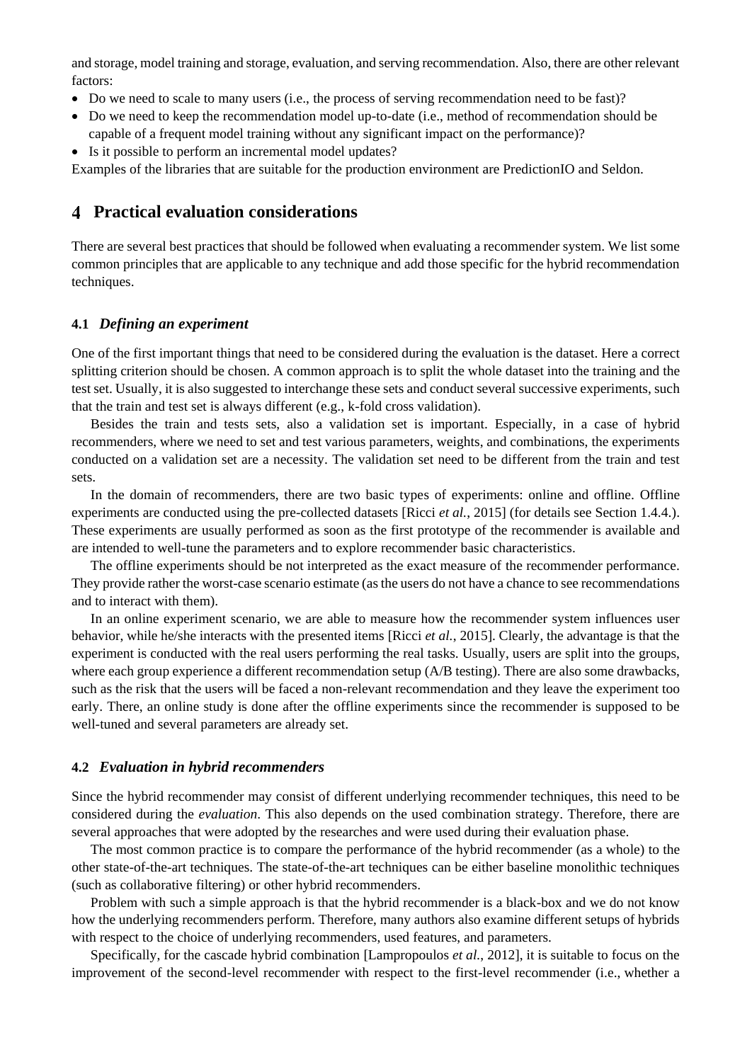and storage, model training and storage, evaluation, and serving recommendation. Also, there are other relevant factors:

- Do we need to scale to many users (i.e., the process of serving recommendation need to be fast)?
- Do we need to keep the recommendation model up-to-date (i.e., method of recommendation should be capable of a frequent model training without any significant impact on the performance)?
- Is it possible to perform an incremental model updates?

Examples of the libraries that are suitable for the production environment are PredictionIO and Seldon.

## 4 Practical evaluation considerations

There are several best practices that should be followed when evaluating a recommender system. We list some common principles that are applicable to any technique and add those specific for the hybrid recommendation techniques.

### 4.1 *Defining an experiment*

One of the first important things that need to be considered during the evaluation is the dataset. Here a correct splitting criterion should be chosen. A common approach is to split the whole dataset into the training and the test set. Usually, it is also suggested to interchange these sets and conduct several successive experiments, such that the train and test set is always different (e.g., k-fold cross validation).

Besides the train and tests sets, also a validation set is important. Especially, in a case of hybrid recommenders, where we need to set and test various parameters, weights, and combinations, the experiments conducted on a validation set are a necessity. The validation set need to be different from the train and test sets.

In the domain of recommenders, there are two basic types of experiments: online and offline. Offline experiments are conducted using the pre-collected datasets [Ricci *et al.*, 2015] (for details see Section 1.4.4.). These experiments are usually performed as soon as the first prototype of the recommender is available and are intended to well-tune the parameters and to explore recommender basic characteristics.

The offline experiments should be not interpreted as the exact measure of the recommender performance. They provide rather the worst-case scenario estimate (as the users do not have a chance to see recommendations and to interact with them).

In an online experiment scenario, we are able to measure how the recommender system influences user behavior, while he/she interacts with the presented items [Ricci *et al.*, 2015]. Clearly, the advantage is that the experiment is conducted with the real users performing the real tasks. Usually, users are split into the groups, where each group experience a different recommendation setup (A/B testing). There are also some drawbacks, such as the risk that the users will be faced a non-relevant recommendation and they leave the experiment too early. There, an online study is done after the offline experiments since the recommender is supposed to be well-tuned and several parameters are already set.

### 4.2 *Evaluation in hybrid recommenders*

Since the hybrid recommender may consist of different underlying recommender techniques, this need to be considered during the *evaluation*. This also depends on the used combination strategy. Therefore, there are several approaches that were adopted by the researches and were used during their evaluation phase.

The most common practice is to compare the performance of the hybrid recommender (as a whole) to the other state-of-the-art techniques. The state-of-the-art techniques can be either baseline monolithic techniques (such as collaborative filtering) or other hybrid recommenders.

Problem with such a simple approach is that the hybrid recommender is a black-box and we do not know how the underlying recommenders perform. Therefore, many authors also examine different setups of hybrids with respect to the choice of underlying recommenders, used features, and parameters.

Specifically, for the cascade hybrid combination [Lampropoulos *et al.*, 2012], it is suitable to focus on the improvement of the second-level recommender with respect to the first-level recommender (i.e., whether a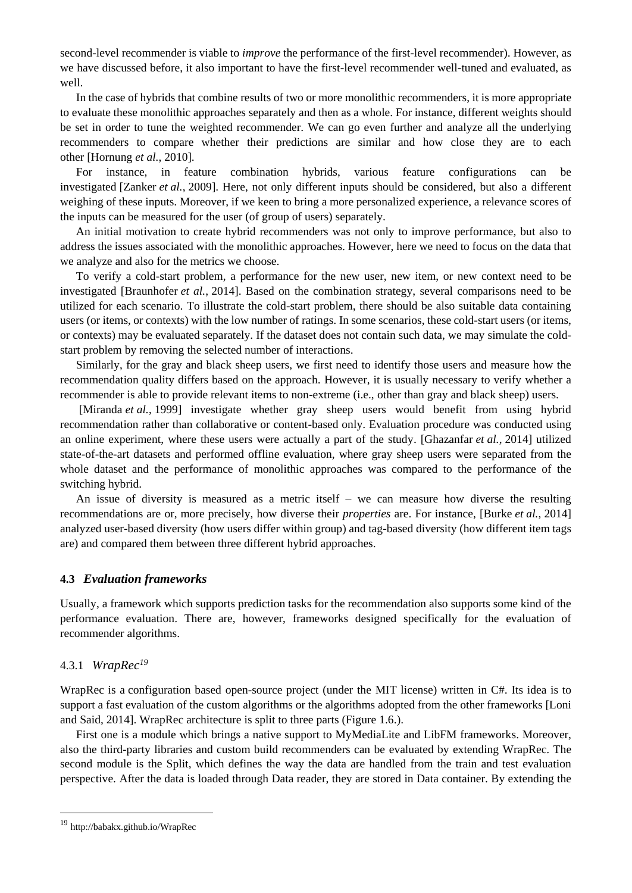second-level recommender is viable to *improve* the performance of the first-level recommender). However, as we have discussed before, it also important to have the first-level recommender well-tuned and evaluated, as well.

In the case of hybrids that combine results of two or more monolithic recommenders, it is more appropriate to evaluate these monolithic approaches separately and then as a whole. For instance, different weights should be set in order to tune the weighted recommender. We can go even further and analyze all the underlying recommenders to compare whether their predictions are similar and how close they are to each other [Hornung *et al.*, 2010].

For instance, in feature combination hybrids, various feature configurations can be investigated [Zanker *et al.*, 2009]. Here, not only different inputs should be considered, but also a different weighing of these inputs. Moreover, if we keen to bring a more personalized experience, a relevance scores of the inputs can be measured for the user (of group of users) separately.

An initial motivation to create hybrid recommenders was not only to improve performance, but also to address the issues associated with the monolithic approaches. However, here we need to focus on the data that we analyze and also for the metrics we choose.

To verify a cold-start problem, a performance for the new user, new item, or new context need to be investigated [Braunhofer *et al.*, 2014]. Based on the combination strategy, several comparisons need to be utilized for each scenario. To illustrate the cold-start problem, there should be also suitable data containing users (or items, or contexts) with the low number of ratings. In some scenarios, these cold-start users (or items, or contexts) may be evaluated separately. If the dataset does not contain such data, we may simulate the cold-start problem by removing the selected number of interactions.

Similarly, for the gray and black sheep users, we first need to identify those users and measure how the recommendation quality differs based on the approach. However, it is usually necessary to verify whether a recommender is able to provide relevant items to non-extreme (i.e., other than gray and black sheep) users.

[Miranda *et al.*, 1999] investigate whether gray sheep users would benefit from using hybrid recommendation rather than collaborative or content-based only. Evaluation procedure was conducted using an online experiment, where these users were actually a part of the study. [Ghazanfar *et al.*, 2014] utilized state-of-the-art datasets and performed offline evaluation, where gray sheep users were separated from the whole dataset and the performance of monolithic approaches was compared to the performance of the switching hybrid.

An issue of diversity is measured as a metric itself – we can measure how diverse the resulting recommendations are or, more precisely, how diverse their *properties* are. For instance, [Burke *et al.*, 2014] analyzed user-based diversity (how users differ within group) and tag-based diversity (how different item tags are) and compared them between three different hybrid approaches.

### 4.3 *Evaluation frameworks*

Usually, a framework which supports prediction tasks for the recommendation also supports some kind of the performance evaluation. There are, however, frameworks designed specifically for the evaluation of recommender algorithms.

#### 4.3.1 *WrapRec*[19]

WrapRec is a configuration based open-source project (under the MIT license) written in C#. Its idea is to support a fast evaluation of the custom algorithms or the algorithms adopted from the other frameworks [Loni and Said, 2014]. WrapRec architecture is split to three parts (Figure 1.6.).

First one is a module which brings a native support to MyMediaLite and LibFM frameworks. Moreover, also the third-party libraries and custom build recommenders can be evaluated by extending WrapRec. The second module is the Split, which defines the way the data are handled from the train and test evaluation perspective. After the data is loaded through Data reader, they are stored in Data container. By extending the

[19] http://babakx.github.io/WrapRec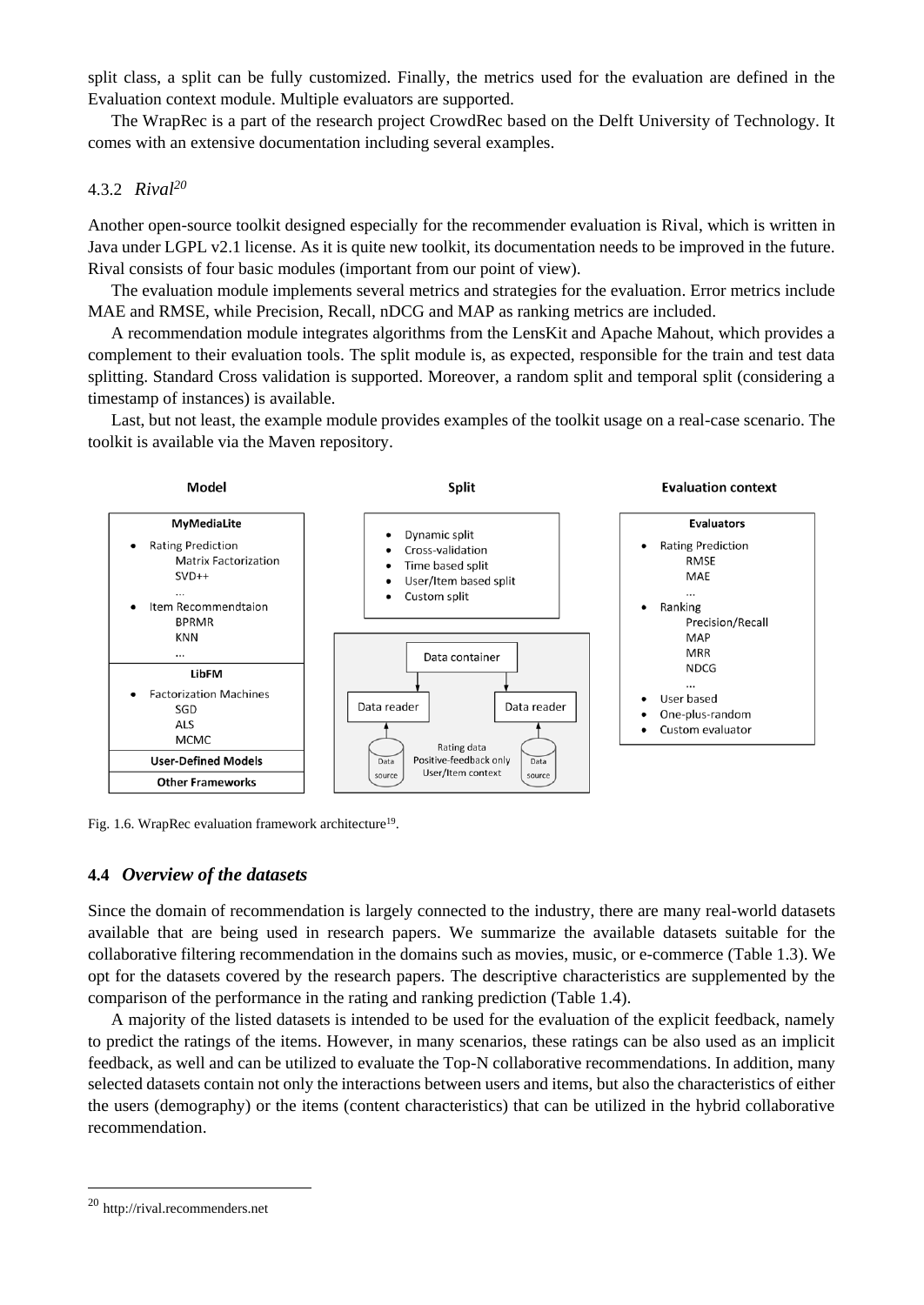split class, a split can be fully customized. Finally, the metrics used for the evaluation are defined in the Evaluation context module. Multiple evaluators are supported.

The WrapRec is a part of the research project CrowdRec based on the Delft University of Technology. It comes with an extensive documentation including several examples.

### 4.3.2 *Rival*[20]

Another open-source toolkit designed especially for the recommender evaluation is Rival, which is written in Java under LGPL v2.1 license. As it is quite new toolkit, its documentation needs to be improved in the future. Rival consists of four basic modules (important from our point of view).

The evaluation module implements several metrics and strategies for the evaluation. Error metrics include MAE and RMSE, while Precision, Recall, nDCG and MAP as ranking metrics are included.

A recommendation module integrates algorithms from the LensKit and Apache Mahout, which provides a complement to their evaluation tools. The split module is, as expected, responsible for the train and test data splitting. Standard Cross validation is supported. Moreover, a random split and temporal split (considering a timestamp of instances) is available.

Last, but not least, the example module provides examples of the toolkit usage on a real-case scenario. The toolkit is available via the Maven repository.

**Model**

**MyMediaLite**
- Rating Prediction
  - Matrix Factorization
  - SVD++
  - ...
- Item Recommendtaion
  - BPRMR
  - KNN
  - ...

**LibFM**
- Factorization Machines
  - SGD
  - ALS
  - MCMC

**User-Defined Models**

**Other Frameworks**

**Split**

- Dynamic split
- Cross-validation
- Time based split
- User/Item based split
- Custom split

Data container → Data reader (Data source), Data reader (Data source)

Rating data
Positive-feedback only
User/Item context

**Evaluation context**

**Evaluators**
- Rating Prediction
  - RMSE
  - MAE
  - ...
- Ranking
  - Precision/Recall
  - MAP
  - MRR
  - NDCG
  - ...
- User based
- One-plus-random
- Custom evaluator

Fig. 1.6. WrapRec evaluation framework architecture[19].

## 4.4 *Overview of the datasets*

Since the domain of recommendation is largely connected to the industry, there are many real-world datasets available that are being used in research papers. We summarize the available datasets suitable for the collaborative filtering recommendation in the domains such as movies, music, or e-commerce (Table 1.3). We opt for the datasets covered by the research papers. The descriptive characteristics are supplemented by the comparison of the performance in the rating and ranking prediction (Table 1.4).

A majority of the listed datasets is intended to be used for the evaluation of the explicit feedback, namely to predict the ratings of the items. However, in many scenarios, these ratings can be also used as an implicit feedback, as well and can be utilized to evaluate the Top-N collaborative recommendations. In addition, many selected datasets contain not only the interactions between users and items, but also the characteristics of either the users (demography) or the items (content characteristics) that can be utilized in the hybrid collaborative recommendation.

[20] http://rival.recommenders.net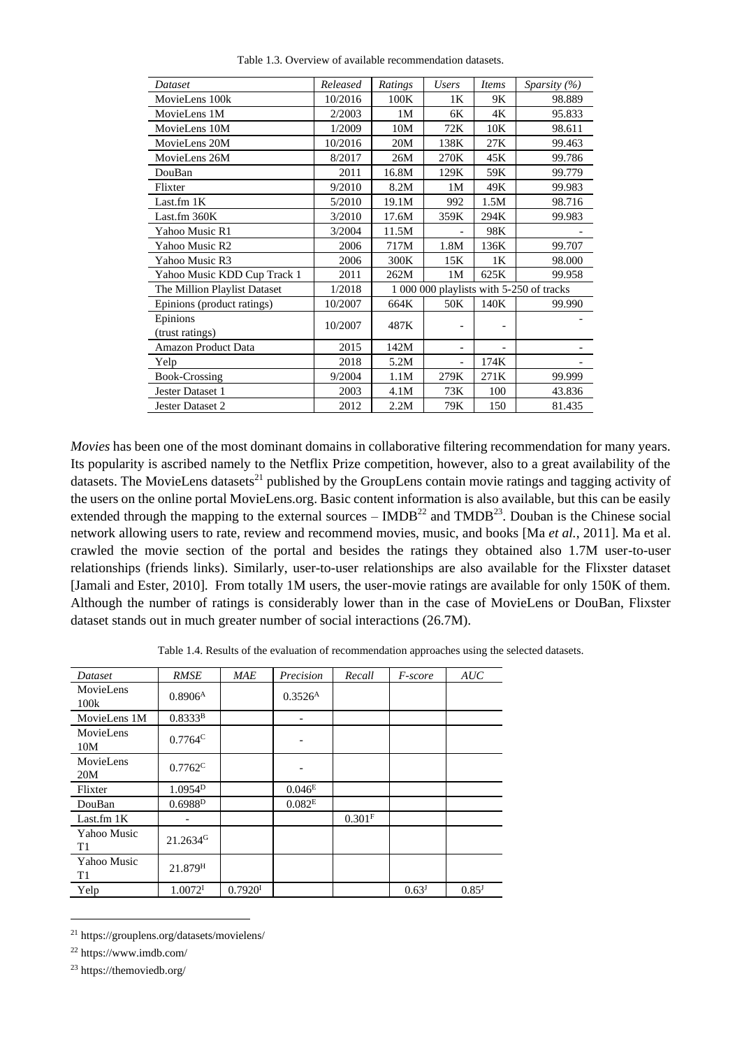Table 1.3. Overview of available recommendation datasets.

| *Dataset* | *Released* | *Ratings* | *Users* | *Items* | *Sparsity (%)* |
|---|---|---|---|---|---|
| MovieLens 100k | 10/2016 | 100K | 1K | 9K | 98.889 |
| MovieLens 1M | 2/2003 | 1M | 6K | 4K | 95.833 |
| MovieLens 10M | 1/2009 | 10M | 72K | 10K | 98.611 |
| MovieLens 20M | 10/2016 | 20M | 138K | 27K | 99.463 |
| MovieLens 26M | 8/2017 | 26M | 270K | 45K | 99.786 |
| DouBan | 2011 | 16.8M | 129K | 59K | 99.779 |
| Flixter | 9/2010 | 8.2M | 1M | 49K | 99.983 |
| Last.fm 1K | 5/2010 | 19.1M | 992 | 1.5M | 98.716 |
| Last.fm 360K | 3/2010 | 17.6M | 359K | 294K | 99.983 |
| Yahoo Music R1 | 3/2004 | 11.5M | - | 98K | - |
| Yahoo Music R2 | 2006 | 717M | 1.8M | 136K | 99.707 |
| Yahoo Music R3 | 2006 | 300K | 15K | 1K | 98.000 |
| Yahoo Music KDD Cup Track 1 | 2011 | 262M | 1M | 625K | 99.958 |
| The Million Playlist Dataset | 1/2018 | 1 000 000 playlists with 5-250 of tracks | | | |
| Epinions (product ratings) | 10/2007 | 664K | 50K | 140K | 99.990 |
| Epinions (trust ratings) | 10/2007 | 487K | - | - | - |
| Amazon Product Data | 2015 | 142M | - | - | - |
| Yelp | 2018 | 5.2M | - | 174K | - |
| Book-Crossing | 9/2004 | 1.1M | 279K | 271K | 99.999 |
| Jester Dataset 1 | 2003 | 4.1M | 73K | 100 | 43.836 |
| Jester Dataset 2 | 2012 | 2.2M | 79K | 150 | 81.435 |

*Movies* has been one of the most dominant domains in collaborative filtering recommendation for many years. Its popularity is ascribed namely to the Netflix Prize competition, however, also to a great availability of the datasets. The MovieLens datasets[21] published by the GroupLens contain movie ratings and tagging activity of the users on the online portal MovieLens.org. Basic content information is also available, but this can be easily extended through the mapping to the external sources – IMDB[22] and TMDB[23]. Douban is the Chinese social network allowing users to rate, review and recommend movies, music, and books [Ma *et al.*, 2011]. Ma et al. crawled the movie section of the portal and besides the ratings they obtained also 1.7M user-to-user relationships (friends links). Similarly, user-to-user relationships are also available for the Flixster dataset [Jamali and Ester, 2010]. From totally 1M users, the user-movie ratings are available for only 150K of them. Although the number of ratings is considerably lower than in the case of MovieLens or DouBan, Flixster dataset stands out in much greater number of social interactions (26.7M).

Table 1.4. Results of the evaluation of recommendation approaches using the selected datasets.

| *Dataset* | *RMSE* | *MAE* | *Precision* | *Recall* | *F-score* | *AUC* |
|---|---|---|---|---|---|---|
| MovieLens 100k | 0.8906[A] | | 0.3526[A] | | | |
| MovieLens 1M | 0.8333[B] | | - | | | |
| MovieLens 10M | 0.7764[C] | | - | | | |
| MovieLens 20M | 0.7762[C] | | - | | | |
| Flixter | 1.0954[D] | | 0.046[E] | | | |
| DouBan | 0.6988[D] | | 0.082[E] | | | |
| Last.fm 1K | - | | | 0.301[F] | | |
| Yahoo Music T1 | 21.2634[G] | | | | | |
| Yahoo Music T1 | 21.879[H] | | | | | |
| Yelp | 1.0072[I] | 0.7920[I] | | | 0.63[J] | 0.85[J] |

[21] https://grouplens.org/datasets/movielens/

[22] https://www.imdb.com/

[23] https://themoviedb.org/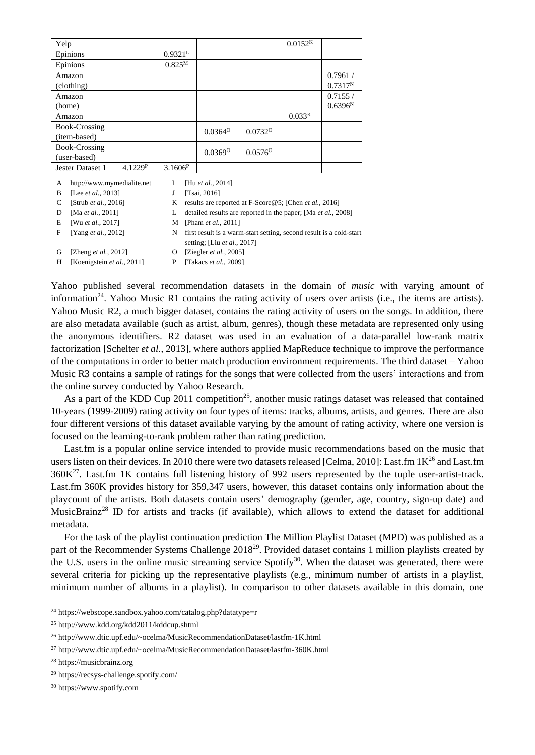| | | | | | | |
|---|---|---|---|---|---|---|
| Yelp | | | | | 0.0152[K] | |
| Epinions | | 0.9321[L] | | | | |
| Epinions | | 0.825[M] | | | | |
| Amazon (clothing) | | | | | | 0.7961 / 0.7317[N] |
| Amazon (home) | | | | | | 0.7155 / 0.6396[N] |
| Amazon | | | | | 0.033[K] | |
| Book-Crossing (item-based) | | | 0.0364[O] | 0.0732[O] | | |
| Book-Crossing (user-based) | | | 0.0369[O] | 0.0576[O] | | |
| Jester Dataset 1 | 4.1229[P] | 3.1606[P] | | | | |

- A http://www.mymedialite.net
- B [Lee *et al.*, 2013]
- C [Strub *et al.*, 2016]
- D [Ma *et al.*, 2011]
- E [Wu *et al.*, 2017]
- F [Yang *et al.*, 2012]
- G [Zheng *et al.*, 2012]
- H [Koenigstein *et al.*, 2011]
- I [Hu *et al.*, 2014]
- J [Tsai, 2016]
- K results are reported at F-Score@5; [Chen *et al.*, 2016]
- L detailed results are reported in the paper; [Ma *et al.*, 2008]
- M [Pham *et al.*, 2011]
- N first result is a warm-start setting, second result is a cold-start setting; [Liu *et al.*, 2017]
- O [Ziegler *et al.*, 2005]
- P [Takacs *et al.*, 2009]

Yahoo published several recommendation datasets in the domain of *music* with varying amount of information[24]. Yahoo Music R1 contains the rating activity of users over artists (i.e., the items are artists). Yahoo Music R2, a much bigger dataset, contains the rating activity of users on the songs. In addition, there are also metadata available (such as artist, album, genres), though these metadata are represented only using the anonymous identifiers. R2 dataset was used in an evaluation of a data-parallel low-rank matrix factorization [Schelter *et al.*, 2013], where authors applied MapReduce technique to improve the performance of the computations in order to better match production environment requirements. The third dataset – Yahoo Music R3 contains a sample of ratings for the songs that were collected from the users' interactions and from the online survey conducted by Yahoo Research.

As a part of the KDD Cup 2011 competition[25], another music ratings dataset was released that contained 10-years (1999-2009) rating activity on four types of items: tracks, albums, artists, and genres. There are also four different versions of this dataset available varying by the amount of rating activity, where one version is focused on the learning-to-rank problem rather than rating prediction.

Last.fm is a popular online service intended to provide music recommendations based on the music that users listen on their devices. In 2010 there were two datasets released [Celma, 2010]: Last.fm 1K[26] and Last.fm 360K[27]. Last.fm 1K contains full listening history of 992 users represented by the tuple user-artist-track. Last.fm 360K provides history for 359,347 users, however, this dataset contains only information about the playcount of the artists. Both datasets contain users' demography (gender, age, country, sign-up date) and MusicBrainz[28] ID for artists and tracks (if available), which allows to extend the dataset for additional metadata.

For the task of the playlist continuation prediction The Million Playlist Dataset (MPD) was published as a part of the Recommender Systems Challenge 2018[29]. Provided dataset contains 1 million playlists created by the U.S. users in the online music streaming service Spotify[30]. When the dataset was generated, there were several criteria for picking up the representative playlists (e.g., minimum number of artists in a playlist, minimum number of albums in a playlist). In comparison to other datasets available in this domain, one

[24] https://webscope.sandbox.yahoo.com/catalog.php?datatype=r

[25] http://www.kdd.org/kdd2011/kddcup.shtml

[26] http://www.dtic.upf.edu/~ocelma/MusicRecommendationDataset/lastfm-1K.html

[27] http://www.dtic.upf.edu/~ocelma/MusicRecommendationDataset/lastfm-360K.html

[28] https://musicbrainz.org

[29] https://recsys-challenge.spotify.com/

[30] https://www.spotify.com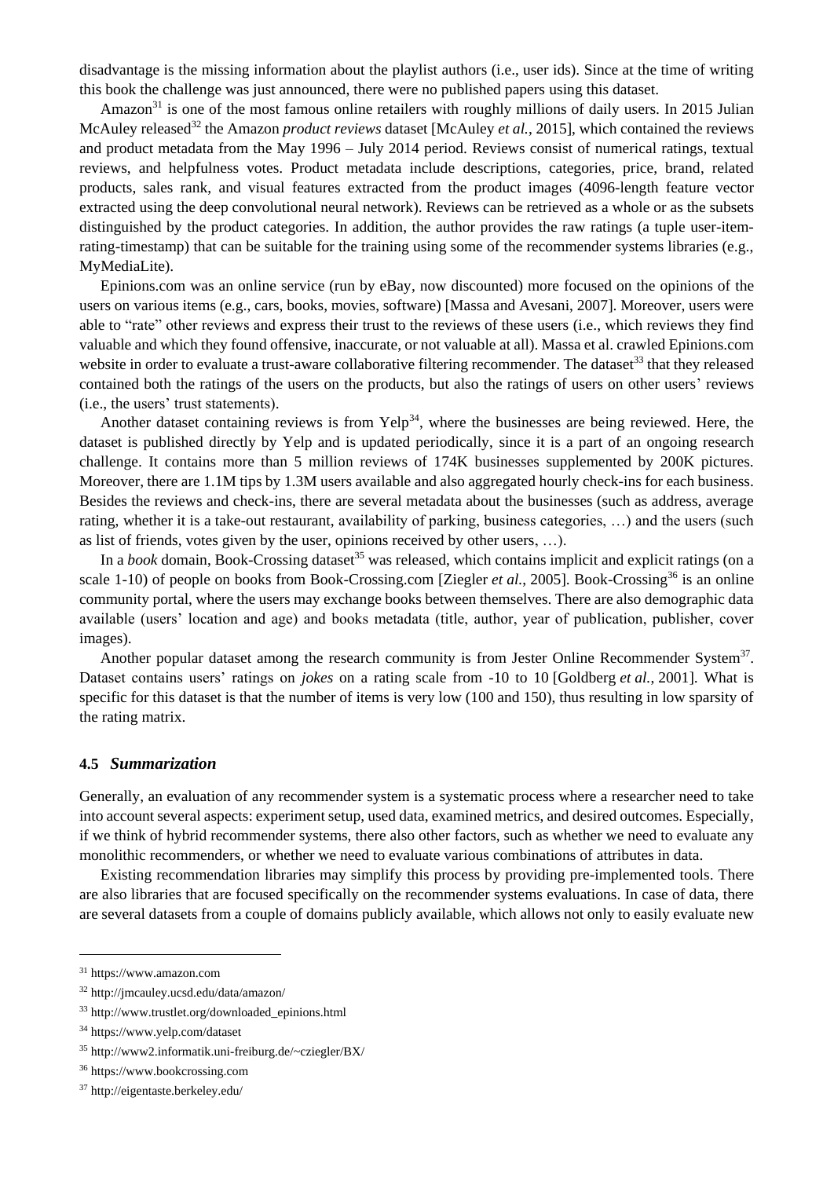disadvantage is the missing information about the playlist authors (i.e., user ids). Since at the time of writing this book the challenge was just announced, there were no published papers using this dataset.

Amazon[31] is one of the most famous online retailers with roughly millions of daily users. In 2015 Julian McAuley released[32] the Amazon *product reviews* dataset [McAuley *et al.*, 2015], which contained the reviews and product metadata from the May 1996 – July 2014 period. Reviews consist of numerical ratings, textual reviews, and helpfulness votes. Product metadata include descriptions, categories, price, brand, related products, sales rank, and visual features extracted from the product images (4096-length feature vector extracted using the deep convolutional neural network). Reviews can be retrieved as a whole or as the subsets distinguished by the product categories. In addition, the author provides the raw ratings (a tuple user-item-rating-timestamp) that can be suitable for the training using some of the recommender systems libraries (e.g., MyMediaLite).

Epinions.com was an online service (run by eBay, now discounted) more focused on the opinions of the users on various items (e.g., cars, books, movies, software) [Massa and Avesani, 2007]. Moreover, users were able to "rate" other reviews and express their trust to the reviews of these users (i.e., which reviews they find valuable and which they found offensive, inaccurate, or not valuable at all). Massa et al. crawled Epinions.com website in order to evaluate a trust-aware collaborative filtering recommender. The dataset[33] that they released contained both the ratings of the users on the products, but also the ratings of users on other users' reviews (i.e., the users' trust statements).

Another dataset containing reviews is from Yelp[34], where the businesses are being reviewed. Here, the dataset is published directly by Yelp and is updated periodically, since it is a part of an ongoing research challenge. It contains more than 5 million reviews of 174K businesses supplemented by 200K pictures. Moreover, there are 1.1M tips by 1.3M users available and also aggregated hourly check-ins for each business. Besides the reviews and check-ins, there are several metadata about the businesses (such as address, average rating, whether it is a take-out restaurant, availability of parking, business categories, …) and the users (such as list of friends, votes given by the user, opinions received by other users, …).

In a *book* domain, Book-Crossing dataset[35] was released, which contains implicit and explicit ratings (on a scale 1-10) of people on books from Book-Crossing.com [Ziegler *et al.*, 2005]. Book-Crossing[36] is an online community portal, where the users may exchange books between themselves. There are also demographic data available (users' location and age) and books metadata (title, author, year of publication, publisher, cover images).

Another popular dataset among the research community is from Jester Online Recommender System[37]. Dataset contains users' ratings on *jokes* on a rating scale from -10 to 10 [Goldberg *et al.*, 2001]. What is specific for this dataset is that the number of items is very low (100 and 150), thus resulting in low sparsity of the rating matrix.

### 4.5 *Summarization*

Generally, an evaluation of any recommender system is a systematic process where a researcher need to take into account several aspects: experiment setup, used data, examined metrics, and desired outcomes. Especially, if we think of hybrid recommender systems, there also other factors, such as whether we need to evaluate any monolithic recommenders, or whether we need to evaluate various combinations of attributes in data.

Existing recommendation libraries may simplify this process by providing pre-implemented tools. There are also libraries that are focused specifically on the recommender systems evaluations. In case of data, there are several datasets from a couple of domains publicly available, which allows not only to easily evaluate new

---

[31] https://www.amazon.com

[32] http://jmcauley.ucsd.edu/data/amazon/

[33] http://www.trustlet.org/downloaded_epinions.html

[34] https://www.yelp.com/dataset

[35] http://www2.informatik.uni-freiburg.de/~cziegler/BX/

[36] https://www.bookcrossing.com

[37] http://eigentaste.berkeley.edu/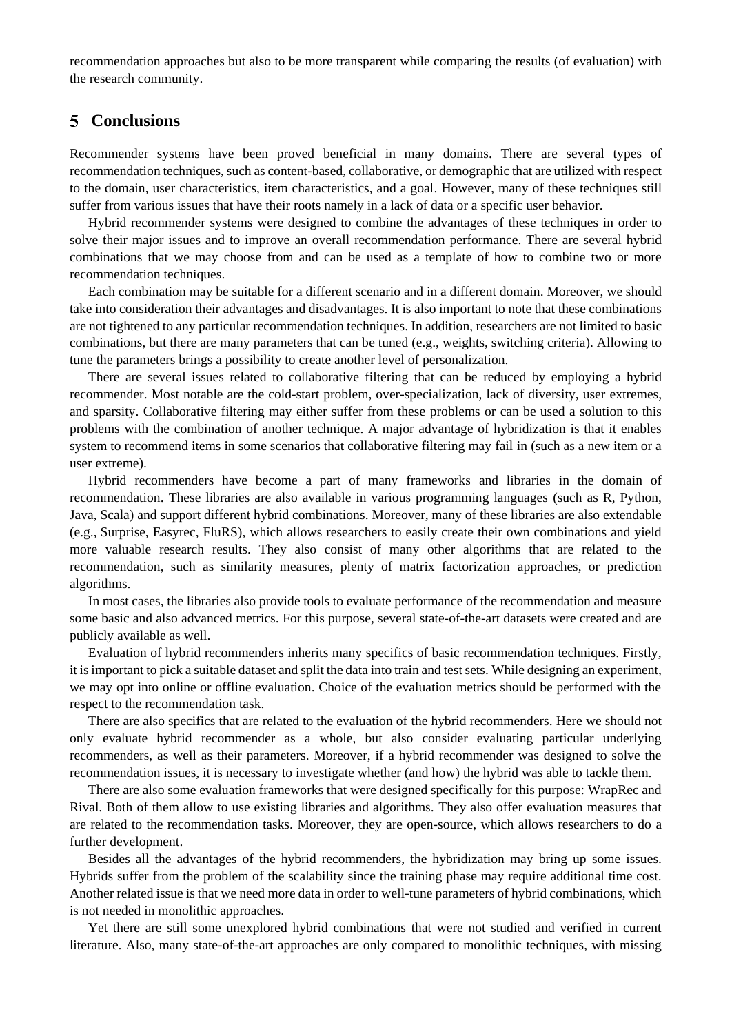recommendation approaches but also to be more transparent while comparing the results (of evaluation) with the research community.

## 5 Conclusions

Recommender systems have been proved beneficial in many domains. There are several types of recommendation techniques, such as content-based, collaborative, or demographic that are utilized with respect to the domain, user characteristics, item characteristics, and a goal. However, many of these techniques still suffer from various issues that have their roots namely in a lack of data or a specific user behavior.

Hybrid recommender systems were designed to combine the advantages of these techniques in order to solve their major issues and to improve an overall recommendation performance. There are several hybrid combinations that we may choose from and can be used as a template of how to combine two or more recommendation techniques.

Each combination may be suitable for a different scenario and in a different domain. Moreover, we should take into consideration their advantages and disadvantages. It is also important to note that these combinations are not tightened to any particular recommendation techniques. In addition, researchers are not limited to basic combinations, but there are many parameters that can be tuned (e.g., weights, switching criteria). Allowing to tune the parameters brings a possibility to create another level of personalization.

There are several issues related to collaborative filtering that can be reduced by employing a hybrid recommender. Most notable are the cold-start problem, over-specialization, lack of diversity, user extremes, and sparsity. Collaborative filtering may either suffer from these problems or can be used a solution to this problems with the combination of another technique. A major advantage of hybridization is that it enables system to recommend items in some scenarios that collaborative filtering may fail in (such as a new item or a user extreme).

Hybrid recommenders have become a part of many frameworks and libraries in the domain of recommendation. These libraries are also available in various programming languages (such as R, Python, Java, Scala) and support different hybrid combinations. Moreover, many of these libraries are also extendable (e.g., Surprise, Easyrec, FluRS), which allows researchers to easily create their own combinations and yield more valuable research results. They also consist of many other algorithms that are related to the recommendation, such as similarity measures, plenty of matrix factorization approaches, or prediction algorithms.

In most cases, the libraries also provide tools to evaluate performance of the recommendation and measure some basic and also advanced metrics. For this purpose, several state-of-the-art datasets were created and are publicly available as well.

Evaluation of hybrid recommenders inherits many specifics of basic recommendation techniques. Firstly, it is important to pick a suitable dataset and split the data into train and test sets. While designing an experiment, we may opt into online or offline evaluation. Choice of the evaluation metrics should be performed with the respect to the recommendation task.

There are also specifics that are related to the evaluation of the hybrid recommenders. Here we should not only evaluate hybrid recommender as a whole, but also consider evaluating particular underlying recommenders, as well as their parameters. Moreover, if a hybrid recommender was designed to solve the recommendation issues, it is necessary to investigate whether (and how) the hybrid was able to tackle them.

There are also some evaluation frameworks that were designed specifically for this purpose: WrapRec and Rival. Both of them allow to use existing libraries and algorithms. They also offer evaluation measures that are related to the recommendation tasks. Moreover, they are open-source, which allows researchers to do a further development.

Besides all the advantages of the hybrid recommenders, the hybridization may bring up some issues. Hybrids suffer from the problem of the scalability since the training phase may require additional time cost. Another related issue is that we need more data in order to well-tune parameters of hybrid combinations, which is not needed in monolithic approaches.

Yet there are still some unexplored hybrid combinations that were not studied and verified in current literature. Also, many state-of-the-art approaches are only compared to monolithic techniques, with missing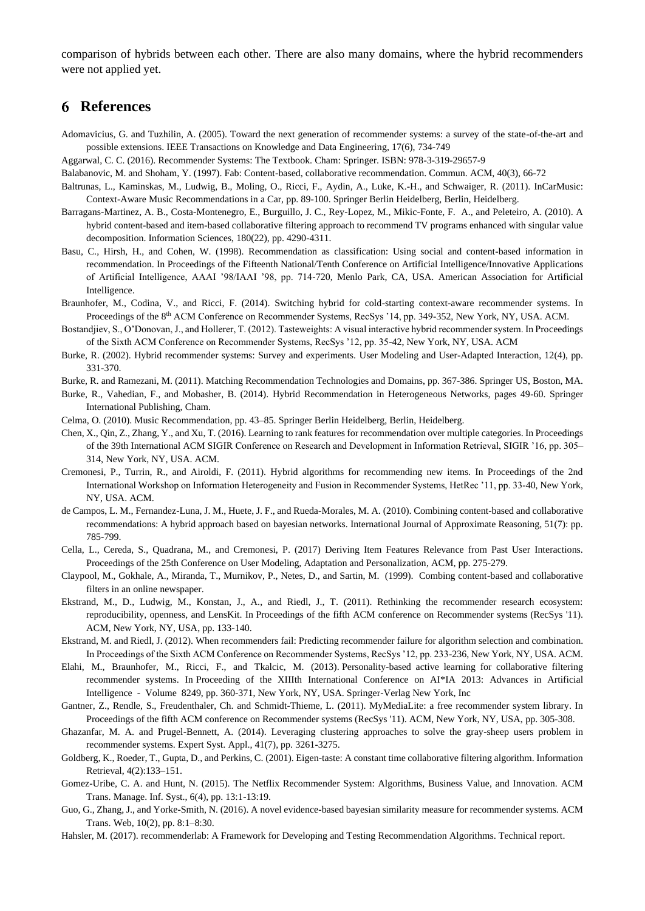comparison of hybrids between each other. There are also many domains, where the hybrid recommenders were not applied yet.

# 6 References

Adomavicius, G. and Tuzhilin, A. (2005). Toward the next generation of recommender systems: a survey of the state-of-the-art and possible extensions. IEEE Transactions on Knowledge and Data Engineering, 17(6), 734-749

Aggarwal, C. C. (2016). Recommender Systems: The Textbook. Cham: Springer. ISBN: 978-3-319-29657-9

Balabanovic, M. and Shoham, Y. (1997). Fab: Content-based, collaborative recommendation. Commun. ACM, 40(3), 66-72

Baltrunas, L., Kaminskas, M., Ludwig, B., Moling, O., Ricci, F., Aydin, A., Luke, K.-H., and Schwaiger, R. (2011). InCarMusic: Context-Aware Music Recommendations in a Car, pp. 89-100. Springer Berlin Heidelberg, Berlin, Heidelberg.

Barragans-Martinez, A. B., Costa-Montenegro, E., Burguillo, J. C., Rey-Lopez, M., Mikic-Fonte, F. A., and Peleteiro, A. (2010). A hybrid content-based and item-based collaborative filtering approach to recommend TV programs enhanced with singular value decomposition. Information Sciences, 180(22), pp. 4290-4311.

Basu, C., Hirsh, H., and Cohen, W. (1998). Recommendation as classification: Using social and content-based information in recommendation. In Proceedings of the Fifteenth National/Tenth Conference on Artificial Intelligence/Innovative Applications of Artificial Intelligence, AAAI '98/IAAI '98, pp. 714-720, Menlo Park, CA, USA. American Association for Artificial Intelligence.

Braunhofer, M., Codina, V., and Ricci, F. (2014). Switching hybrid for cold-starting context-aware recommender systems. In Proceedings of the 8th ACM Conference on Recommender Systems, RecSys '14, pp. 349-352, New York, NY, USA. ACM.

Bostandjiev, S., O'Donovan, J., and Hollerer, T. (2012). Tasteweights: A visual interactive hybrid recommender system. In Proceedings of the Sixth ACM Conference on Recommender Systems, RecSys '12, pp. 35-42, New York, NY, USA. ACM

Burke, R. (2002). Hybrid recommender systems: Survey and experiments. User Modeling and User-Adapted Interaction, 12(4), pp. 331-370.

Burke, R. and Ramezani, M. (2011). Matching Recommendation Technologies and Domains, pp. 367-386. Springer US, Boston, MA.

Burke, R., Vahedian, F., and Mobasher, B. (2014). Hybrid Recommendation in Heterogeneous Networks, pages 49-60. Springer International Publishing, Cham.

Celma, O. (2010). Music Recommendation, pp. 43–85. Springer Berlin Heidelberg, Berlin, Heidelberg.

Chen, X., Qin, Z., Zhang, Y., and Xu, T. (2016). Learning to rank features for recommendation over multiple categories. In Proceedings of the 39th International ACM SIGIR Conference on Research and Development in Information Retrieval, SIGIR '16, pp. 305–314, New York, NY, USA. ACM.

Cremonesi, P., Turrin, R., and Airoldi, F. (2011). Hybrid algorithms for recommending new items. In Proceedings of the 2nd International Workshop on Information Heterogeneity and Fusion in Recommender Systems, HetRec '11, pp. 33-40, New York, NY, USA. ACM.

de Campos, L. M., Fernandez-Luna, J. M., Huete, J. F., and Rueda-Morales, M. A. (2010). Combining content-based and collaborative recommendations: A hybrid approach based on bayesian networks. International Journal of Approximate Reasoning, 51(7): pp. 785-799.

Cella, L., Cereda, S., Quadrana, M., and Cremonesi, P. (2017) Deriving Item Features Relevance from Past User Interactions. Proceedings of the 25th Conference on User Modeling, Adaptation and Personalization, ACM, pp. 275-279.

Claypool, M., Gokhale, A., Miranda, T., Murnikov, P., Netes, D., and Sartin, M. (1999). Combing content-based and collaborative filters in an online newspaper.

Ekstrand, M., D., Ludwig, M., Konstan, J., A., and Riedl, J., T. (2011). Rethinking the recommender research ecosystem: reproducibility, openness, and LensKit. In Proceedings of the fifth ACM conference on Recommender systems (RecSys '11). ACM, New York, NY, USA, pp. 133-140.

Ekstrand, M. and Riedl, J. (2012). When recommenders fail: Predicting recommender failure for algorithm selection and combination. In Proceedings of the Sixth ACM Conference on Recommender Systems, RecSys '12, pp. 233-236, New York, NY, USA. ACM.

Elahi, M., Braunhofer, M., Ricci, F., and Tkalcic, M. (2013). Personality-based active learning for collaborative filtering recommender systems. In Proceeding of the XIIIth International Conference on AI*IA 2013: Advances in Artificial Intelligence - Volume 8249, pp. 360-371, New York, NY, USA. Springer-Verlag New York, Inc

Gantner, Z., Rendle, S., Freudenthaler, Ch. and Schmidt-Thieme, L. (2011). MyMediaLite: a free recommender system library. In Proceedings of the fifth ACM conference on Recommender systems (RecSys '11). ACM, New York, NY, USA, pp. 305-308.

Ghazanfar, M. A. and Prugel-Bennett, A. (2014). Leveraging clustering approaches to solve the gray-sheep users problem in recommender systems. Expert Syst. Appl., 41(7), pp. 3261-3275.

Goldberg, K., Roeder, T., Gupta, D., and Perkins, C. (2001). Eigen-taste: A constant time collaborative filtering algorithm. Information Retrieval, 4(2):133–151.

Gomez-Uribe, C. A. and Hunt, N. (2015). The Netflix Recommender System: Algorithms, Business Value, and Innovation. ACM Trans. Manage. Inf. Syst., 6(4), pp. 13:1-13:19.

Guo, G., Zhang, J., and Yorke-Smith, N. (2016). A novel evidence-based bayesian similarity measure for recommender systems. ACM Trans. Web, 10(2), pp. 8:1–8:30.

Hahsler, M. (2017). recommenderlab: A Framework for Developing and Testing Recommendation Algorithms. Technical report.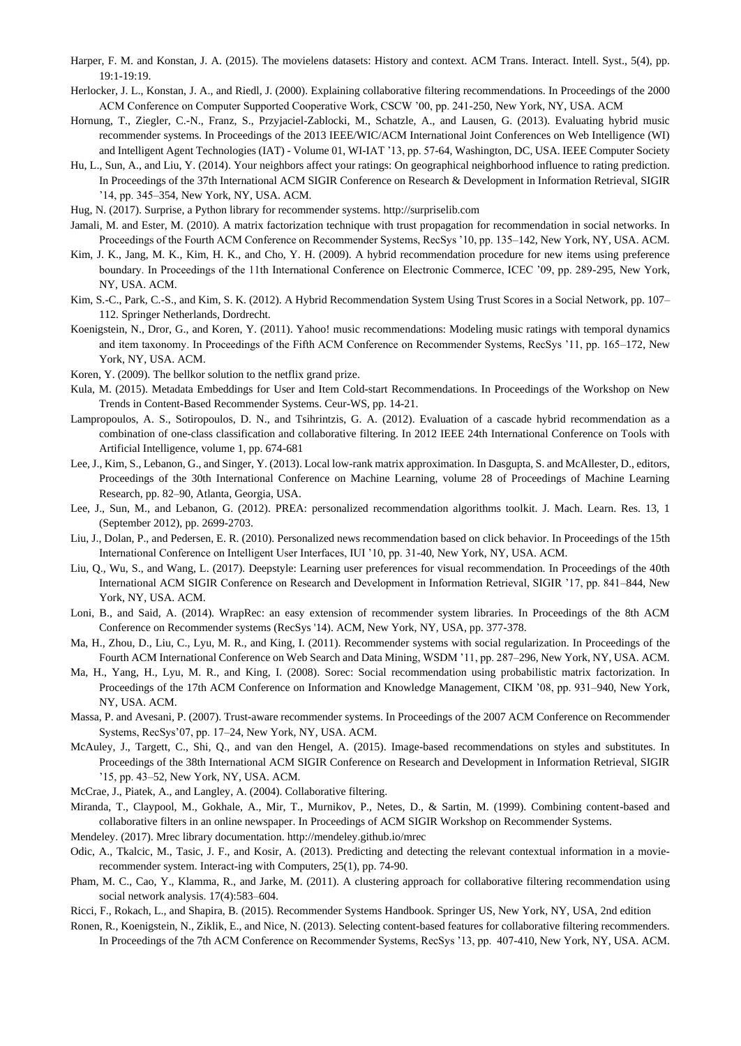Harper, F. M. and Konstan, J. A. (2015). The movielens datasets: History and context. ACM Trans. Interact. Intell. Syst., 5(4), pp. 19:1-19:19.

Herlocker, J. L., Konstan, J. A., and Riedl, J. (2000). Explaining collaborative filtering recommendations. In Proceedings of the 2000 ACM Conference on Computer Supported Cooperative Work, CSCW '00, pp. 241-250, New York, NY, USA. ACM

Hornung, T., Ziegler, C.-N., Franz, S., Przyjaciel-Zablocki, M., Schatzle, A., and Lausen, G. (2013). Evaluating hybrid music recommender systems. In Proceedings of the 2013 IEEE/WIC/ACM International Joint Conferences on Web Intelligence (WI) and Intelligent Agent Technologies (IAT) - Volume 01, WI-IAT '13, pp. 57-64, Washington, DC, USA. IEEE Computer Society

Hu, L., Sun, A., and Liu, Y. (2014). Your neighbors affect your ratings: On geographical neighborhood influence to rating prediction. In Proceedings of the 37th International ACM SIGIR Conference on Research & Development in Information Retrieval, SIGIR '14, pp. 345–354, New York, NY, USA. ACM.

Hug, N. (2017). Surprise, a Python library for recommender systems. http://surpriselib.com

Jamali, M. and Ester, M. (2010). A matrix factorization technique with trust propagation for recommendation in social networks. In Proceedings of the Fourth ACM Conference on Recommender Systems, RecSys '10, pp. 135–142, New York, NY, USA. ACM.

Kim, J. K., Jang, M. K., Kim, H. K., and Cho, Y. H. (2009). A hybrid recommendation procedure for new items using preference boundary. In Proceedings of the 11th International Conference on Electronic Commerce, ICEC '09, pp. 289-295, New York, NY, USA. ACM.

Kim, S.-C., Park, C.-S., and Kim, S. K. (2012). A Hybrid Recommendation System Using Trust Scores in a Social Network, pp. 107–112. Springer Netherlands, Dordrecht.

Koenigstein, N., Dror, G., and Koren, Y. (2011). Yahoo! music recommendations: Modeling music ratings with temporal dynamics and item taxonomy. In Proceedings of the Fifth ACM Conference on Recommender Systems, RecSys '11, pp. 165–172, New York, NY, USA. ACM.

Koren, Y. (2009). The bellkor solution to the netflix grand prize.

Kula, M. (2015). Metadata Embeddings for User and Item Cold-start Recommendations. In Proceedings of the Workshop on New Trends in Content-Based Recommender Systems. Ceur-Ws, pp. 14-21.

Lampropoulos, A. S., Sotiropoulos, D. N., and Tsihrintzis, G. A. (2012). Evaluation of a cascade hybrid recommendation as a combination of one-class classification and collaborative filtering. In 2012 IEEE 24th International Conference on Tools with Artificial Intelligence, volume 1, pp. 674-681

Lee, J., Kim, S., Lebanon, G., and Singer, Y. (2013). Local low-rank matrix approximation. In Dasgupta, S. and McAllester, D., editors, Proceedings of the 30th International Conference on Machine Learning, volume 28 of Proceedings of Machine Learning Research, pp. 82–90, Atlanta, Georgia, USA.

Lee, J., Sun, M., and Lebanon, G. (2012). PREA: personalized recommendation algorithms toolkit. J. Mach. Learn. Res. 13, 1 (September 2012), pp. 2699-2703.

Liu, J., Dolan, P., and Pedersen, E. R. (2010). Personalized news recommendation based on click behavior. In Proceedings of the 15th International Conference on Intelligent User Interfaces, IUI '10, pp. 31-40, New York, NY, USA. ACM.

Liu, Q., Wu, S., and Wang, L. (2017). Deepstyle: Learning user preferences for visual recommendation. In Proceedings of the 40th International ACM SIGIR Conference on Research and Development in Information Retrieval, SIGIR '17, pp. 841–844, New York, NY, USA. ACM.

Loni, B., and Said, A. (2014). WrapRec: an easy extension of recommender system libraries. In Proceedings of the 8th ACM Conference on Recommender systems (RecSys '14). ACM, New York, NY, USA, pp. 377-378.

Ma, H., Zhou, D., Liu, C., Lyu, M. R., and King, I. (2011). Recommender systems with social regularization. In Proceedings of the Fourth ACM International Conference on Web Search and Data Mining, WSDM '11, pp. 287–296, New York, NY, USA. ACM.

Ma, H., Yang, H., Lyu, M. R., and King, I. (2008). Sorec: Social recommendation using probabilistic matrix factorization. In Proceedings of the 17th ACM Conference on Information and Knowledge Management, CIKM '08, pp. 931–940, New York, NY, USA. ACM.

Massa, P. and Avesani, P. (2007). Trust-aware recommender systems. In Proceedings of the 2007 ACM Conference on Recommender Systems, RecSys'07, pp. 17–24, New York, NY, USA. ACM.

McAuley, J., Targett, C., Shi, Q., and van den Hengel, A. (2015). Image-based recommendations on styles and substitutes. In Proceedings of the 38th International ACM SIGIR Conference on Research and Development in Information Retrieval, SIGIR '15, pp. 43–52, New York, NY, USA. ACM.

McCrae, J., Piatek, A., and Langley, A. (2004). Collaborative filtering.

Miranda, T., Claypool, M., Gokhale, A., Mir, T., Murnikov, P., Netes, D., & Sartin, M. (1999). Combining content-based and collaborative filters in an online newspaper. In Proceedings of ACM SIGIR Workshop on Recommender Systems.

Mendeley. (2017). Mrec library documentation. http://mendeley.github.io/mrec

Odic, A., Tkalcic, M., Tasic, J. F., and Kosir, A. (2013). Predicting and detecting the relevant contextual information in a movie-recommender system. Interact-ing with Computers, 25(1), pp. 74-90.

Pham, M. C., Cao, Y., Klamma, R., and Jarke, M. (2011). A clustering approach for collaborative filtering recommendation using social network analysis. 17(4):583–604.

Ricci, F., Rokach, L., and Shapira, B. (2015). Recommender Systems Handbook. Springer US, New York, NY, USA, 2nd edition

Ronen, R., Koenigstein, N., Ziklik, E., and Nice, N. (2013). Selecting content-based features for collaborative filtering recommenders. In Proceedings of the 7th ACM Conference on Recommender Systems, RecSys '13, pp. 407-410, New York, NY, USA. ACM.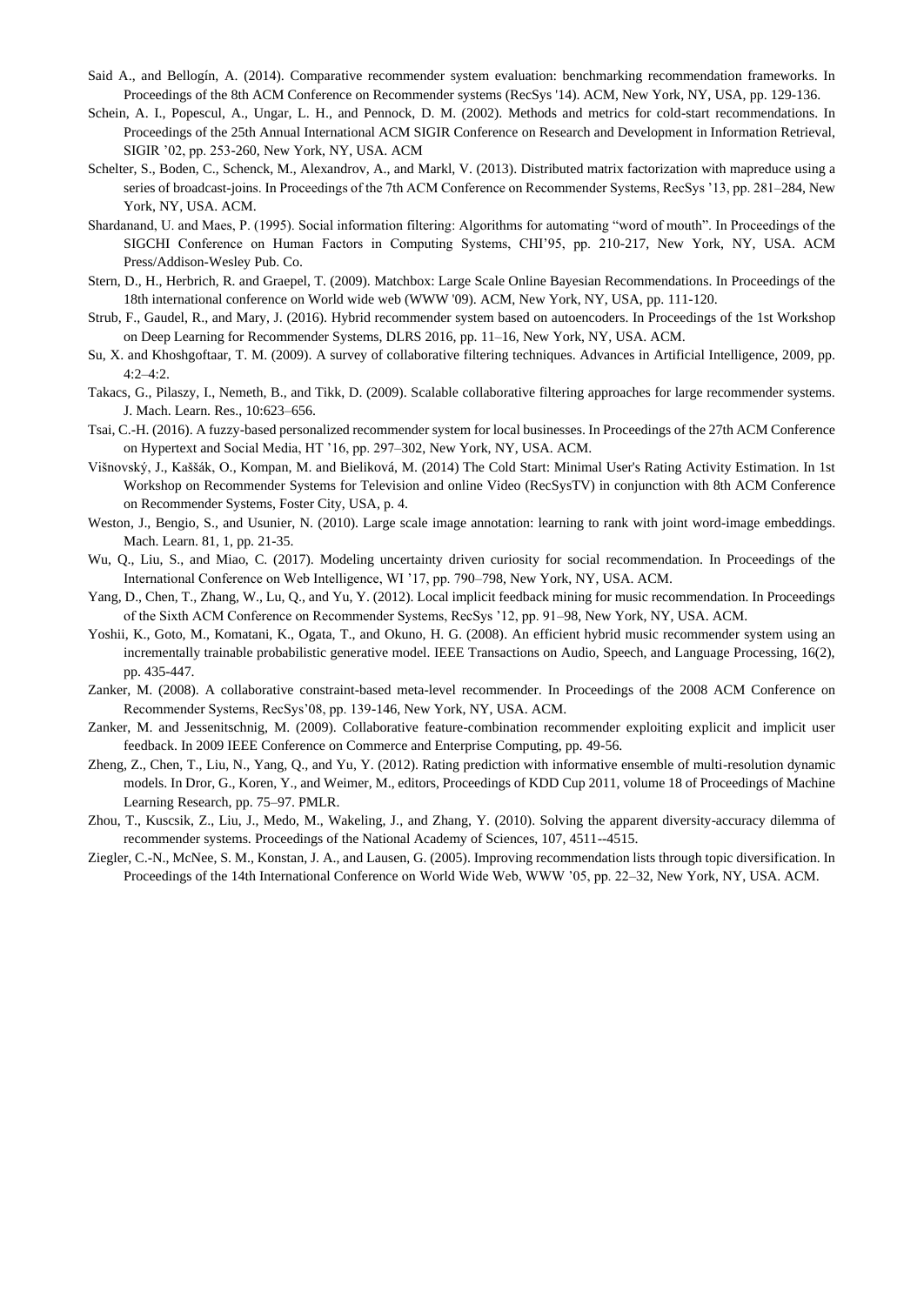Said A., and Bellogín, A. (2014). Comparative recommender system evaluation: benchmarking recommendation frameworks. In Proceedings of the 8th ACM Conference on Recommender systems (RecSys '14). ACM, New York, NY, USA, pp. 129-136.

Schein, A. I., Popescul, A., Ungar, L. H., and Pennock, D. M. (2002). Methods and metrics for cold-start recommendations. In Proceedings of the 25th Annual International ACM SIGIR Conference on Research and Development in Information Retrieval, SIGIR '02, pp. 253-260, New York, NY, USA. ACM

Schelter, S., Boden, C., Schenck, M., Alexandrov, A., and Markl, V. (2013). Distributed matrix factorization with mapreduce using a series of broadcast-joins. In Proceedings of the 7th ACM Conference on Recommender Systems, RecSys '13, pp. 281–284, New York, NY, USA. ACM.

Shardanand, U. and Maes, P. (1995). Social information filtering: Algorithms for automating "word of mouth". In Proceedings of the SIGCHI Conference on Human Factors in Computing Systems, CHI'95, pp. 210-217, New York, NY, USA. ACM Press/Addison-Wesley Pub. Co.

Stern, D., H., Herbrich, R. and Graepel, T. (2009). Matchbox: Large Scale Online Bayesian Recommendations. In Proceedings of the 18th international conference on World wide web (WWW '09). ACM, New York, NY, USA, pp. 111-120.

Strub, F., Gaudel, R., and Mary, J. (2016). Hybrid recommender system based on autoencoders. In Proceedings of the 1st Workshop on Deep Learning for Recommender Systems, DLRS 2016, pp. 11–16, New York, NY, USA. ACM.

Su, X. and Khoshgoftaar, T. M. (2009). A survey of collaborative filtering techniques. Advances in Artificial Intelligence, 2009, pp. 4:2–4:2.

Takacs, G., Pilaszy, I., Nemeth, B., and Tikk, D. (2009). Scalable collaborative filtering approaches for large recommender systems. J. Mach. Learn. Res., 10:623–656.

Tsai, C.-H. (2016). A fuzzy-based personalized recommender system for local businesses. In Proceedings of the 27th ACM Conference on Hypertext and Social Media, HT '16, pp. 297–302, New York, NY, USA. ACM.

Višnovský, J., Kaššák, O., Kompan, M. and Bieliková, M. (2014) The Cold Start: Minimal User's Rating Activity Estimation. In 1st Workshop on Recommender Systems for Television and online Video (RecSysTV) in conjunction with 8th ACM Conference on Recommender Systems, Foster City, USA, p. 4.

Weston, J., Bengio, S., and Usunier, N. (2010). Large scale image annotation: learning to rank with joint word-image embeddings. Mach. Learn. 81, 1, pp. 21-35.

Wu, Q., Liu, S., and Miao, C. (2017). Modeling uncertainty driven curiosity for social recommendation. In Proceedings of the International Conference on Web Intelligence, WI '17, pp. 790–798, New York, NY, USA. ACM.

Yang, D., Chen, T., Zhang, W., Lu, Q., and Yu, Y. (2012). Local implicit feedback mining for music recommendation. In Proceedings of the Sixth ACM Conference on Recommender Systems, RecSys '12, pp. 91–98, New York, NY, USA. ACM.

Yoshii, K., Goto, M., Komatani, K., Ogata, T., and Okuno, H. G. (2008). An efficient hybrid music recommender system using an incrementally trainable probabilistic generative model. IEEE Transactions on Audio, Speech, and Language Processing, 16(2), pp. 435-447.

Zanker, M. (2008). A collaborative constraint-based meta-level recommender. In Proceedings of the 2008 ACM Conference on Recommender Systems, RecSys'08, pp. 139-146, New York, NY, USA. ACM.

Zanker, M. and Jessenitschnig, M. (2009). Collaborative feature-combination recommender exploiting explicit and implicit user feedback. In 2009 IEEE Conference on Commerce and Enterprise Computing, pp. 49-56.

Zheng, Z., Chen, T., Liu, N., Yang, Q., and Yu, Y. (2012). Rating prediction with informative ensemble of multi-resolution dynamic models. In Dror, G., Koren, Y., and Weimer, M., editors, Proceedings of KDD Cup 2011, volume 18 of Proceedings of Machine Learning Research, pp. 75–97. PMLR.

Zhou, T., Kuscsik, Z., Liu, J., Medo, M., Wakeling, J., and Zhang, Y. (2010). Solving the apparent diversity-accuracy dilemma of recommender systems. Proceedings of the National Academy of Sciences, 107, 4511--4515.

Ziegler, C.-N., McNee, S. M., Konstan, J. A., and Lausen, G. (2005). Improving recommendation lists through topic diversification. In Proceedings of the 14th International Conference on World Wide Web, WWW '05, pp. 22–32, New York, NY, USA. ACM.